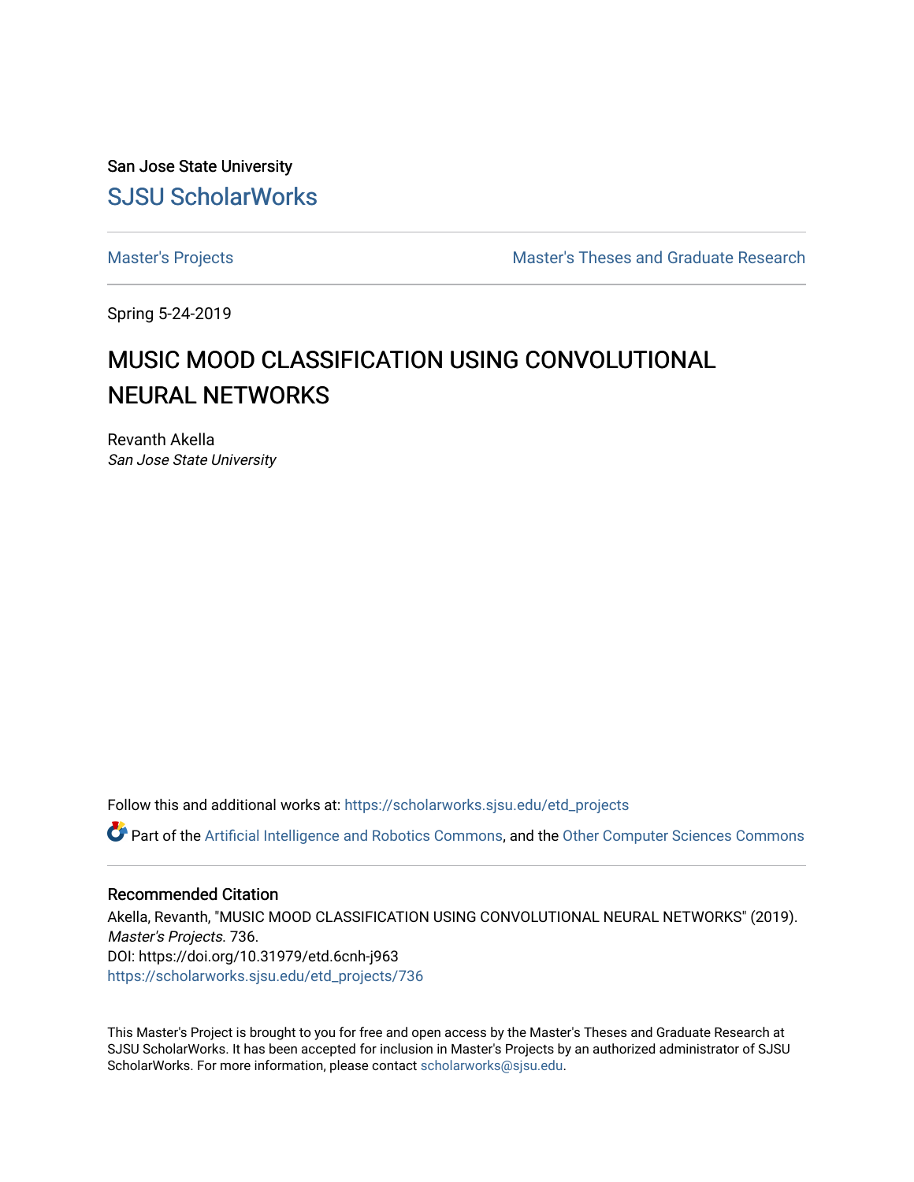San Jose State University

[SJSU ScholarWorks](https://scholarworks.sjsu.edu)

Master's Projects | Master's Theses and Graduate Research

Spring 5-24-2019

# MUSIC MOOD CLASSIFICATION USING CONVOLUTIONAL NEURAL NETWORKS

Revanth Akella
*San Jose State University*

Follow this and additional works at: https://scholarworks.sjsu.edu/etd_projects

Part of the Artificial Intelligence and Robotics Commons, and the Other Computer Sciences Commons

### Recommended Citation

Akella, Revanth, "MUSIC MOOD CLASSIFICATION USING CONVOLUTIONAL NEURAL NETWORKS" (2019). *Master's Projects*. 736.
DOI: https://doi.org/10.31979/etd.6cnh-j963
https://scholarworks.sjsu.edu/etd_projects/736

This Master's Project is brought to you for free and open access by the Master's Theses and Graduate Research at SJSU ScholarWorks. It has been accepted for inclusion in Master's Projects by an authorized administrator of SJSU ScholarWorks. For more information, please contact scholarworks@sjsu.edu.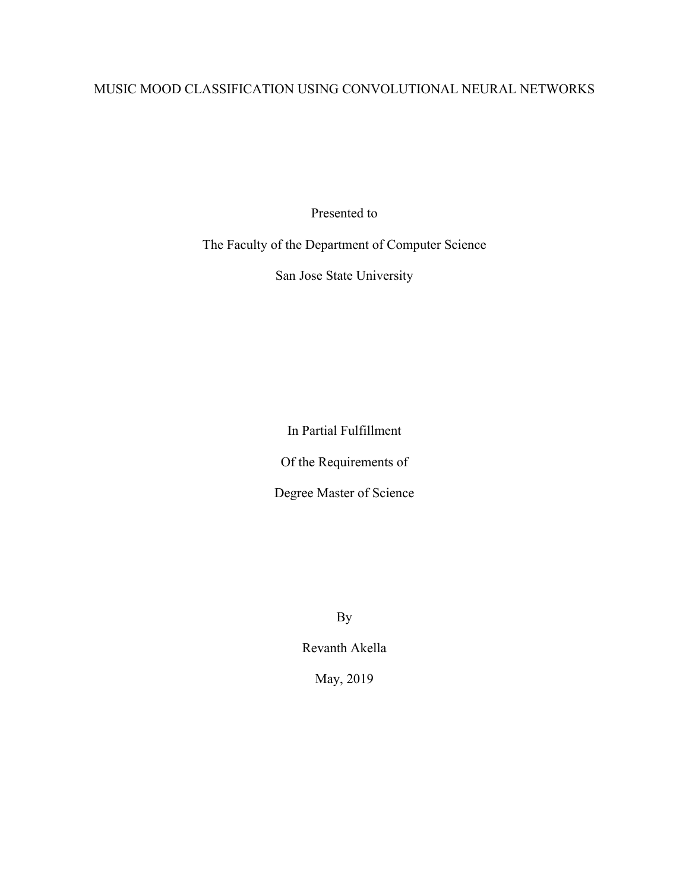# MUSIC MOOD CLASSIFICATION USING CONVOLUTIONAL NEURAL NETWORKS

Presented to

The Faculty of the Department of Computer Science

San Jose State University

In Partial Fulfillment

Of the Requirements of

Degree Master of Science

By

Revanth Akella

May, 2019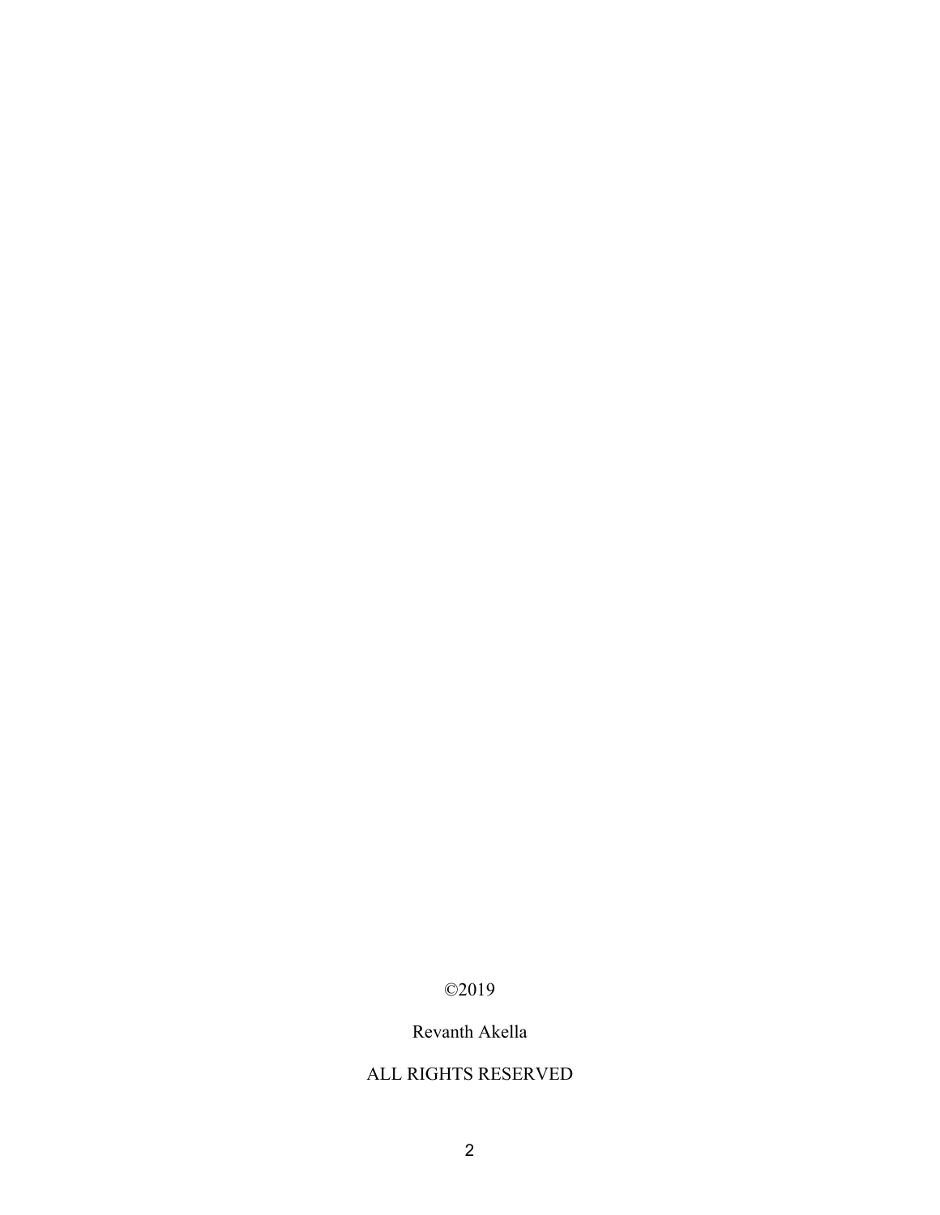©2019

Revanth Akella

ALL RIGHTS RESERVED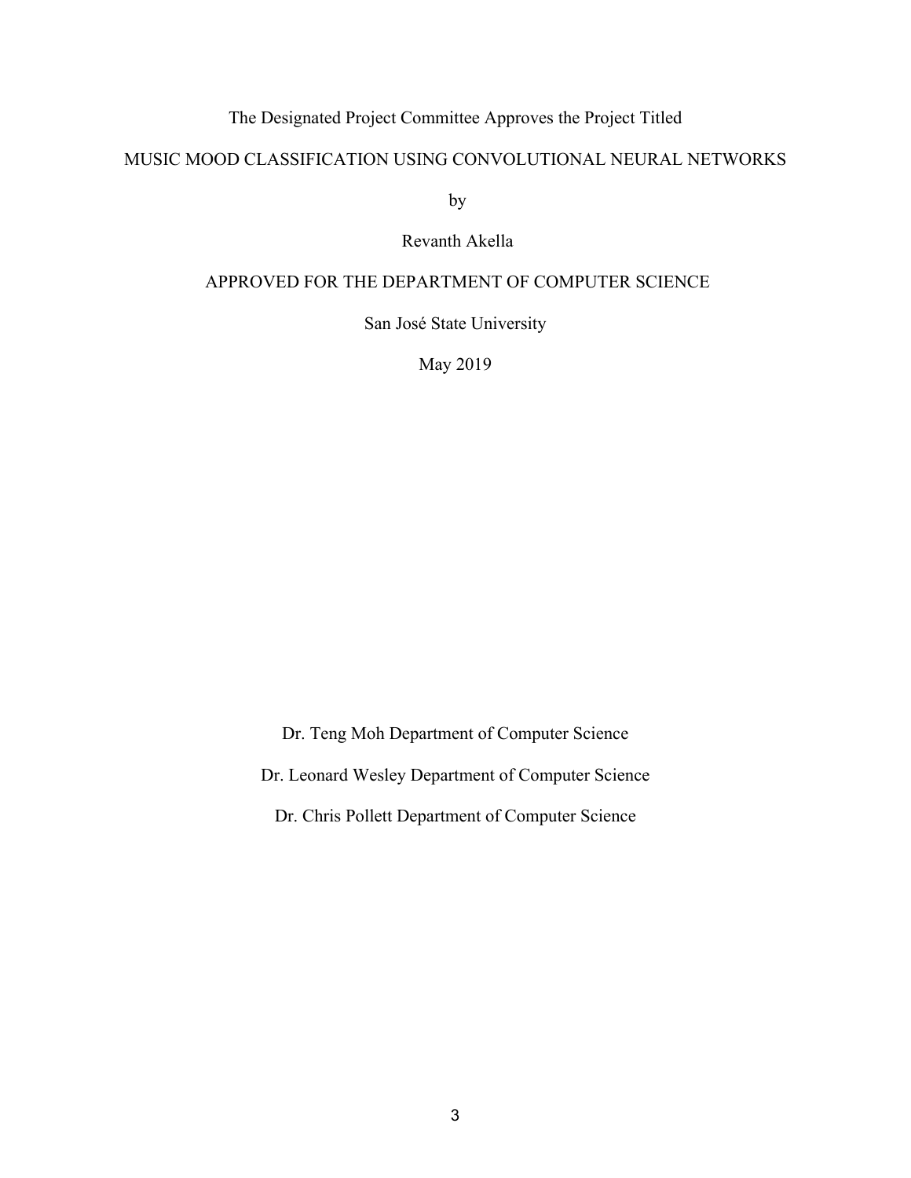The Designated Project Committee Approves the Project Titled

MUSIC MOOD CLASSIFICATION USING CONVOLUTIONAL NEURAL NETWORKS

by

Revanth Akella

APPROVED FOR THE DEPARTMENT OF COMPUTER SCIENCE

San José State University

May 2019

Dr. Teng Moh Department of Computer Science

Dr. Leonard Wesley Department of Computer Science

Dr. Chris Pollett Department of Computer Science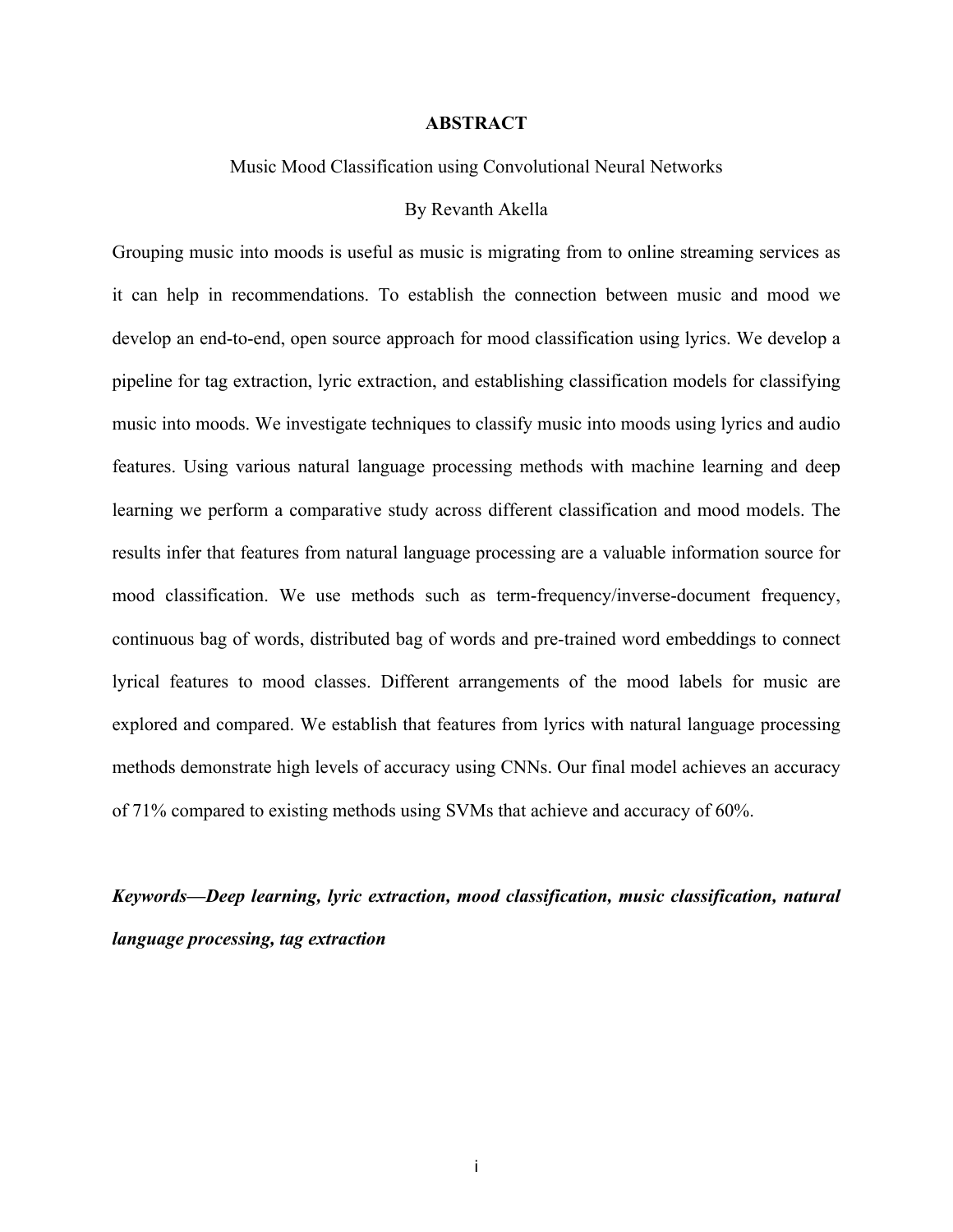# ABSTRACT

Music Mood Classification using Convolutional Neural Networks

By Revanth Akella

Grouping music into moods is useful as music is migrating from to online streaming services as it can help in recommendations. To establish the connection between music and mood we develop an end-to-end, open source approach for mood classification using lyrics. We develop a pipeline for tag extraction, lyric extraction, and establishing classification models for classifying music into moods. We investigate techniques to classify music into moods using lyrics and audio features. Using various natural language processing methods with machine learning and deep learning we perform a comparative study across different classification and mood models. The results infer that features from natural language processing are a valuable information source for mood classification. We use methods such as term-frequency/inverse-document frequency, continuous bag of words, distributed bag of words and pre-trained word embeddings to connect lyrical features to mood classes. Different arrangements of the mood labels for music are explored and compared. We establish that features from lyrics with natural language processing methods demonstrate high levels of accuracy using CNNs. Our final model achieves an accuracy of 71% compared to existing methods using SVMs that achieve and accuracy of 60%.

***Keywords—Deep learning, lyric extraction, mood classification, music classification, natural language processing, tag extraction***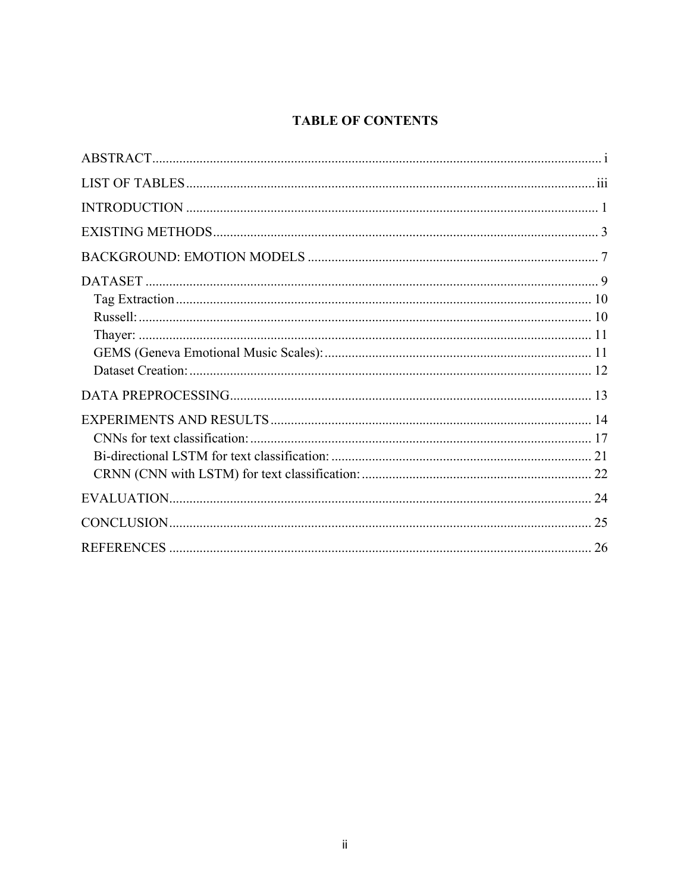# TABLE OF CONTENTS

ABSTRACT ..... i

LIST OF TABLES ..... iii

INTRODUCTION ..... 1

EXISTING METHODS ..... 3

BACKGROUND: EMOTION MODELS ..... 7

DATASET ..... 9
- Tag Extraction ..... 10
- Russell: ..... 10
- Thayer: ..... 11
- GEMS (Geneva Emotional Music Scales): ..... 11
- Dataset Creation: ..... 12

DATA PREPROCESSING ..... 13

EXPERIMENTS AND RESULTS ..... 14
- CNNs for text classification: ..... 17
- Bi-directional LSTM for text classification: ..... 21
- CRNN (CNN with LSTM) for text classification: ..... 22

EVALUATION ..... 24

CONCLUSION ..... 25

REFERENCES ..... 26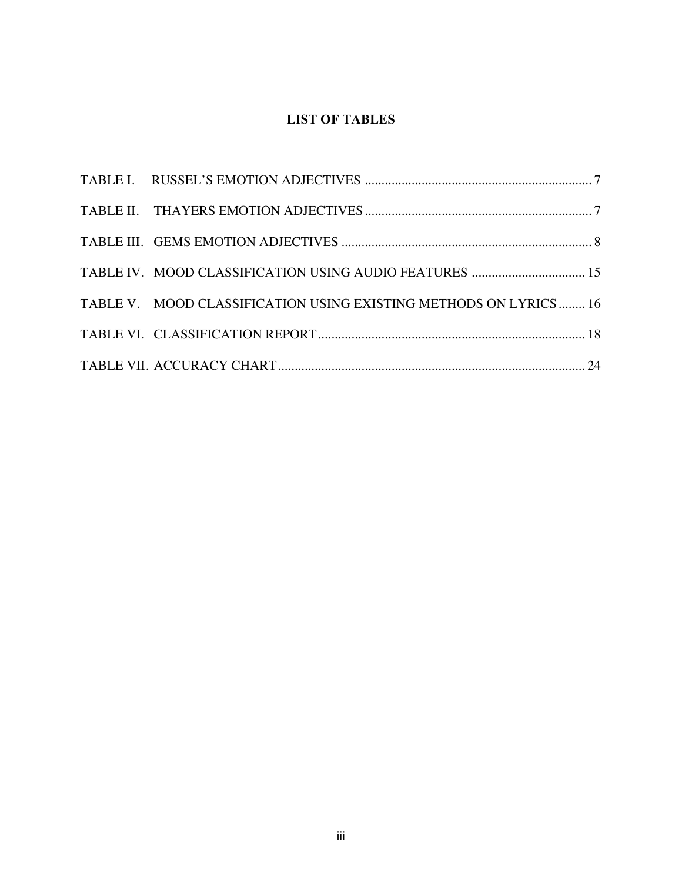# LIST OF TABLES

TABLE I. RUSSEL'S EMOTION ADJECTIVES .................................................................... 7

TABLE II. THAYERS EMOTION ADJECTIVES ................................................................... 7

TABLE III. GEMS EMOTION ADJECTIVES .......................................................................... 8

TABLE IV. MOOD CLASSIFICATION USING AUDIO FEATURES .................................. 15

TABLE V. MOOD CLASSIFICATION USING EXISTING METHODS ON LYRICS ........ 16

TABLE VI. CLASSIFICATION REPORT ................................................................................ 18

TABLE VII. ACCURACY CHART ............................................................................................ 24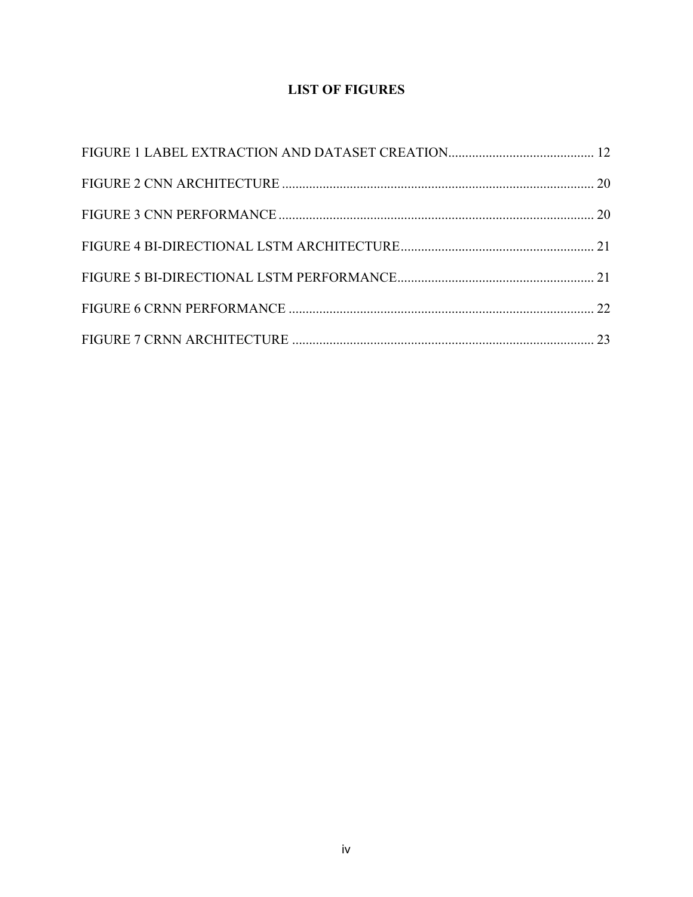# LIST OF FIGURES

FIGURE 1 LABEL EXTRACTION AND DATASET CREATION........................................... 12

FIGURE 2 CNN ARCHITECTURE ........................................................................................... 20

FIGURE 3 CNN PERFORMANCE ............................................................................................ 20

FIGURE 4 BI-DIRECTIONAL LSTM ARCHITECTURE......................................................... 21

FIGURE 5 BI-DIRECTIONAL LSTM PERFORMANCE.......................................................... 21

FIGURE 6 CRNN PERFORMANCE .......................................................................................... 22

FIGURE 7 CRNN ARCHITECTURE ......................................................................................... 23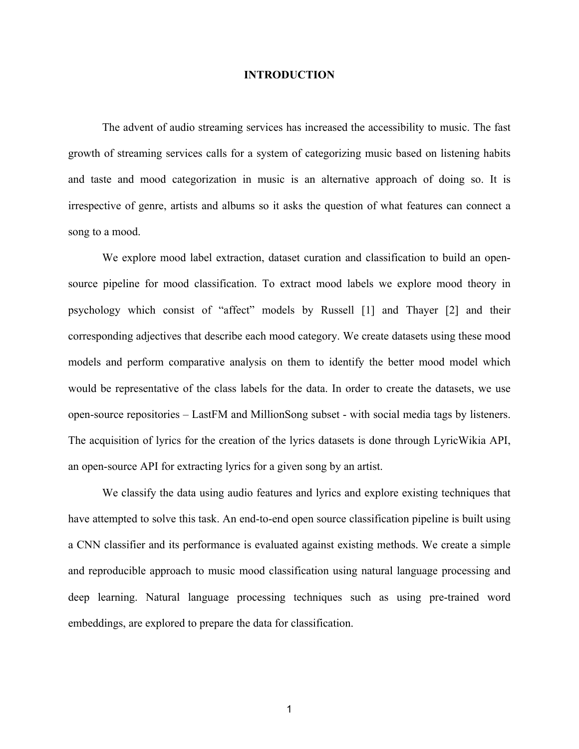# INTRODUCTION

The advent of audio streaming services has increased the accessibility to music. The fast growth of streaming services calls for a system of categorizing music based on listening habits and taste and mood categorization in music is an alternative approach of doing so. It is irrespective of genre, artists and albums so it asks the question of what features can connect a song to a mood.

We explore mood label extraction, dataset curation and classification to build an open-source pipeline for mood classification. To extract mood labels we explore mood theory in psychology which consist of "affect" models by Russell [1] and Thayer [2] and their corresponding adjectives that describe each mood category. We create datasets using these mood models and perform comparative analysis on them to identify the better mood model which would be representative of the class labels for the data. In order to create the datasets, we use open-source repositories – LastFM and MillionSong subset - with social media tags by listeners. The acquisition of lyrics for the creation of the lyrics datasets is done through LyricWikia API, an open-source API for extracting lyrics for a given song by an artist.

We classify the data using audio features and lyrics and explore existing techniques that have attempted to solve this task. An end-to-end open source classification pipeline is built using a CNN classifier and its performance is evaluated against existing methods. We create a simple and reproducible approach to music mood classification using natural language processing and deep learning. Natural language processing techniques such as using pre-trained word embeddings, are explored to prepare the data for classification.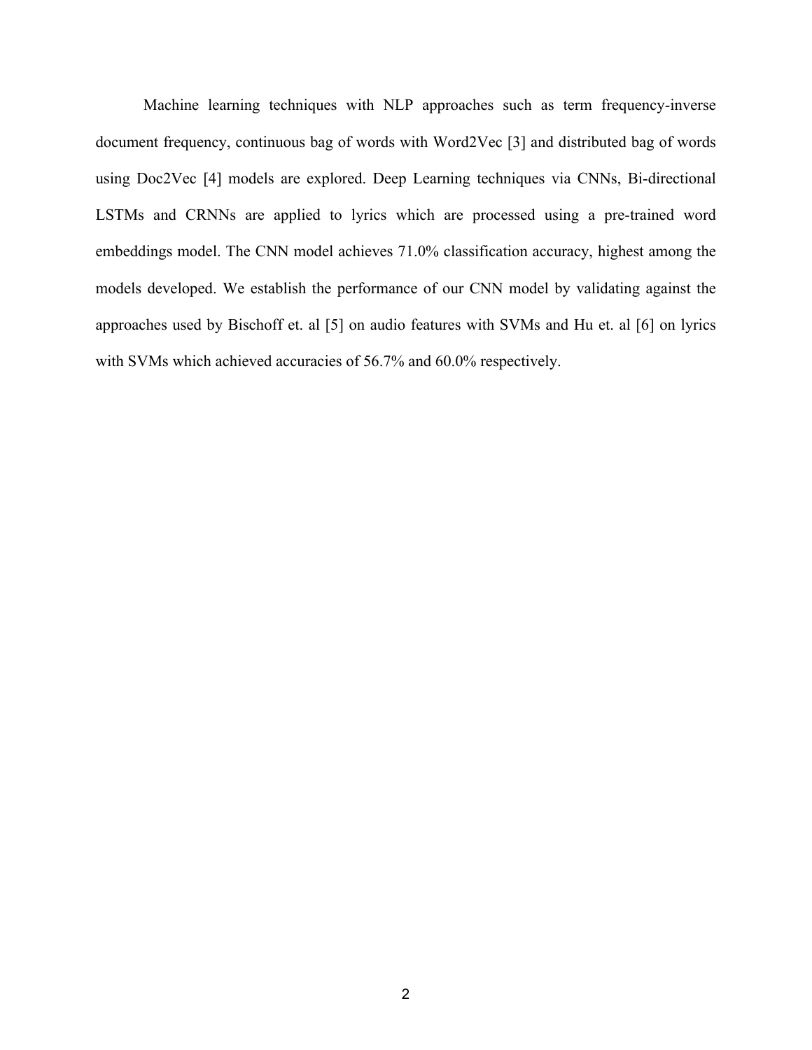Machine learning techniques with NLP approaches such as term frequency-inverse document frequency, continuous bag of words with Word2Vec [3] and distributed bag of words using Doc2Vec [4] models are explored. Deep Learning techniques via CNNs, Bi-directional LSTMs and CRNNs are applied to lyrics which are processed using a pre-trained word embeddings model. The CNN model achieves 71.0% classification accuracy, highest among the models developed. We establish the performance of our CNN model by validating against the approaches used by Bischoff et. al [5] on audio features with SVMs and Hu et. al [6] on lyrics with SVMs which achieved accuracies of 56.7% and 60.0% respectively.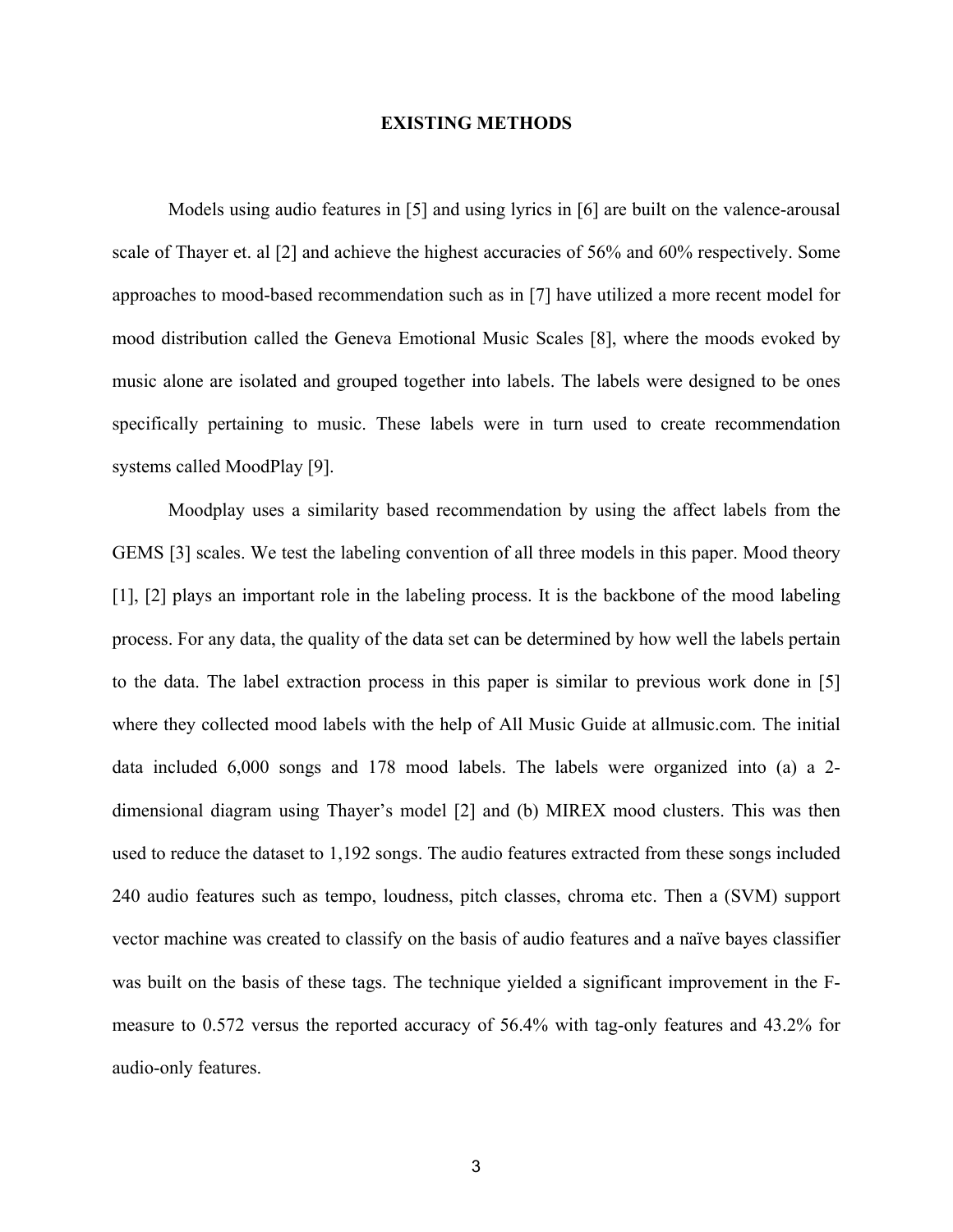# EXISTING METHODS

Models using audio features in [5] and using lyrics in [6] are built on the valence-arousal scale of Thayer et. al [2] and achieve the highest accuracies of 56% and 60% respectively. Some approaches to mood-based recommendation such as in [7] have utilized a more recent model for mood distribution called the Geneva Emotional Music Scales [8], where the moods evoked by music alone are isolated and grouped together into labels. The labels were designed to be ones specifically pertaining to music. These labels were in turn used to create recommendation systems called MoodPlay [9].

Moodplay uses a similarity based recommendation by using the affect labels from the GEMS [3] scales. We test the labeling convention of all three models in this paper. Mood theory [1], [2] plays an important role in the labeling process. It is the backbone of the mood labeling process. For any data, the quality of the data set can be determined by how well the labels pertain to the data. The label extraction process in this paper is similar to previous work done in [5] where they collected mood labels with the help of All Music Guide at allmusic.com. The initial data included 6,000 songs and 178 mood labels. The labels were organized into (a) a 2-dimensional diagram using Thayer's model [2] and (b) MIREX mood clusters. This was then used to reduce the dataset to 1,192 songs. The audio features extracted from these songs included 240 audio features such as tempo, loudness, pitch classes, chroma etc. Then a (SVM) support vector machine was created to classify on the basis of audio features and a naïve bayes classifier was built on the basis of these tags. The technique yielded a significant improvement in the F-measure to 0.572 versus the reported accuracy of 56.4% with tag-only features and 43.2% for audio-only features.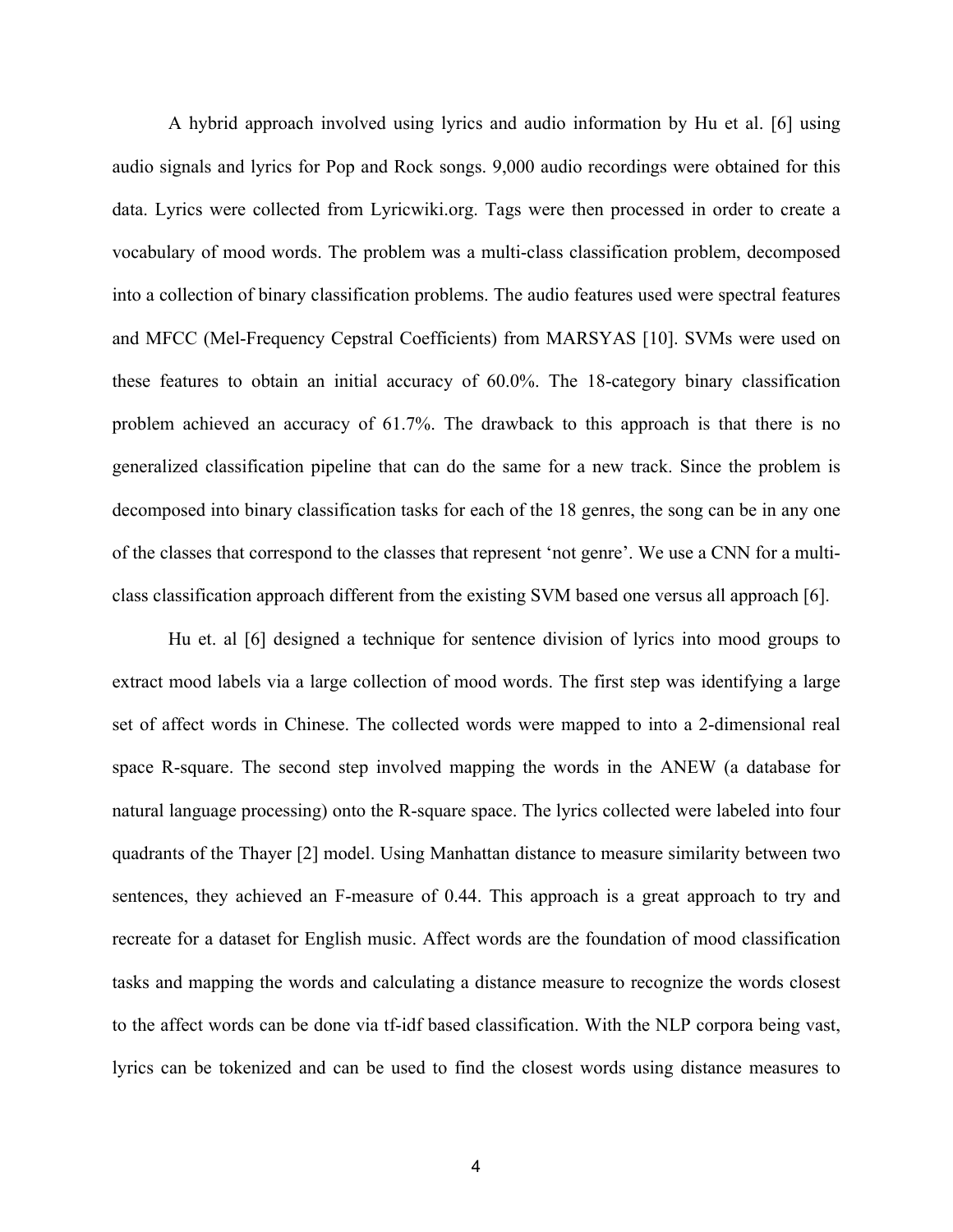A hybrid approach involved using lyrics and audio information by Hu et al. [6] using audio signals and lyrics for Pop and Rock songs. 9,000 audio recordings were obtained for this data. Lyrics were collected from Lyricwiki.org. Tags were then processed in order to create a vocabulary of mood words. The problem was a multi-class classification problem, decomposed into a collection of binary classification problems. The audio features used were spectral features and MFCC (Mel-Frequency Cepstral Coefficients) from MARSYAS [10]. SVMs were used on these features to obtain an initial accuracy of 60.0%. The 18-category binary classification problem achieved an accuracy of 61.7%. The drawback to this approach is that there is no generalized classification pipeline that can do the same for a new track. Since the problem is decomposed into binary classification tasks for each of the 18 genres, the song can be in any one of the classes that correspond to the classes that represent 'not genre'. We use a CNN for a multi-class classification approach different from the existing SVM based one versus all approach [6].

Hu et. al [6] designed a technique for sentence division of lyrics into mood groups to extract mood labels via a large collection of mood words. The first step was identifying a large set of affect words in Chinese. The collected words were mapped to into a 2-dimensional real space R-square. The second step involved mapping the words in the ANEW (a database for natural language processing) onto the R-square space. The lyrics collected were labeled into four quadrants of the Thayer [2] model. Using Manhattan distance to measure similarity between two sentences, they achieved an F-measure of 0.44. This approach is a great approach to try and recreate for a dataset for English music. Affect words are the foundation of mood classification tasks and mapping the words and calculating a distance measure to recognize the words closest to the affect words can be done via tf-idf based classification. With the NLP corpora being vast, lyrics can be tokenized and can be used to find the closest words using distance measures to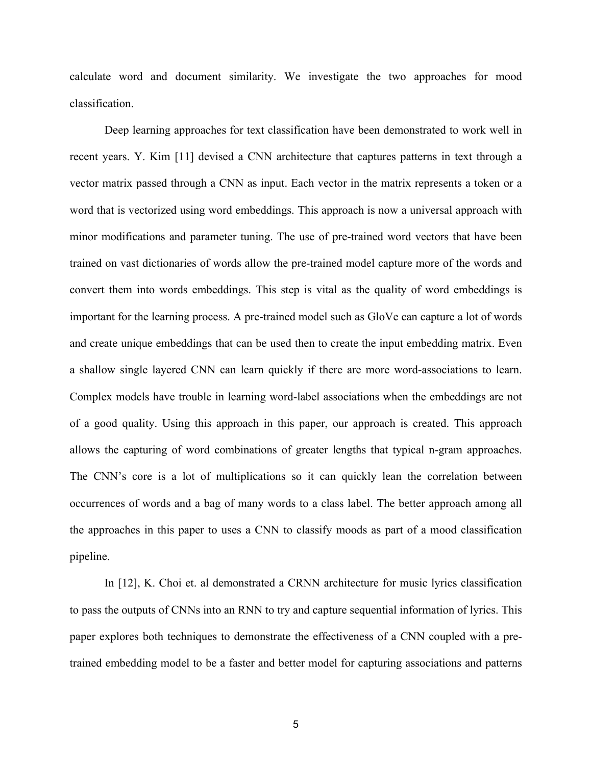calculate word and document similarity. We investigate the two approaches for mood classification.

Deep learning approaches for text classification have been demonstrated to work well in recent years. Y. Kim [11] devised a CNN architecture that captures patterns in text through a vector matrix passed through a CNN as input. Each vector in the matrix represents a token or a word that is vectorized using word embeddings. This approach is now a universal approach with minor modifications and parameter tuning. The use of pre-trained word vectors that have been trained on vast dictionaries of words allow the pre-trained model capture more of the words and convert them into words embeddings. This step is vital as the quality of word embeddings is important for the learning process. A pre-trained model such as GloVe can capture a lot of words and create unique embeddings that can be used then to create the input embedding matrix. Even a shallow single layered CNN can learn quickly if there are more word-associations to learn. Complex models have trouble in learning word-label associations when the embeddings are not of a good quality. Using this approach in this paper, our approach is created. This approach allows the capturing of word combinations of greater lengths that typical n-gram approaches. The CNN's core is a lot of multiplications so it can quickly lean the correlation between occurrences of words and a bag of many words to a class label. The better approach among all the approaches in this paper to uses a CNN to classify moods as part of a mood classification pipeline.

In [12], K. Choi et. al demonstrated a CRNN architecture for music lyrics classification to pass the outputs of CNNs into an RNN to try and capture sequential information of lyrics. This paper explores both techniques to demonstrate the effectiveness of a CNN coupled with a pre-trained embedding model to be a faster and better model for capturing associations and patterns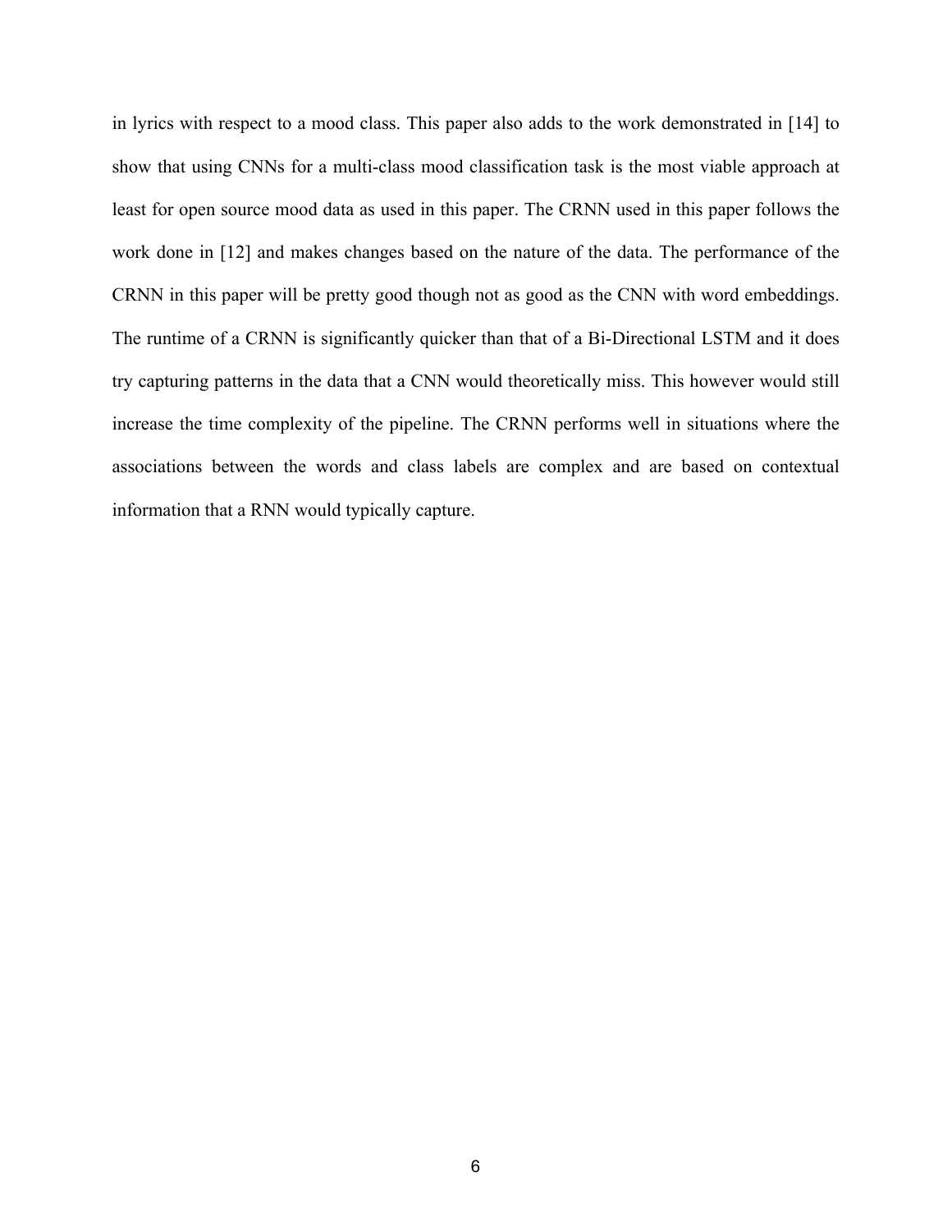in lyrics with respect to a mood class. This paper also adds to the work demonstrated in [14] to show that using CNNs for a multi-class mood classification task is the most viable approach at least for open source mood data as used in this paper. The CRNN used in this paper follows the work done in [12] and makes changes based on the nature of the data. The performance of the CRNN in this paper will be pretty good though not as good as the CNN with word embeddings. The runtime of a CRNN is significantly quicker than that of a Bi-Directional LSTM and it does try capturing patterns in the data that a CNN would theoretically miss. This however would still increase the time complexity of the pipeline. The CRNN performs well in situations where the associations between the words and class labels are complex and are based on contextual information that a RNN would typically capture.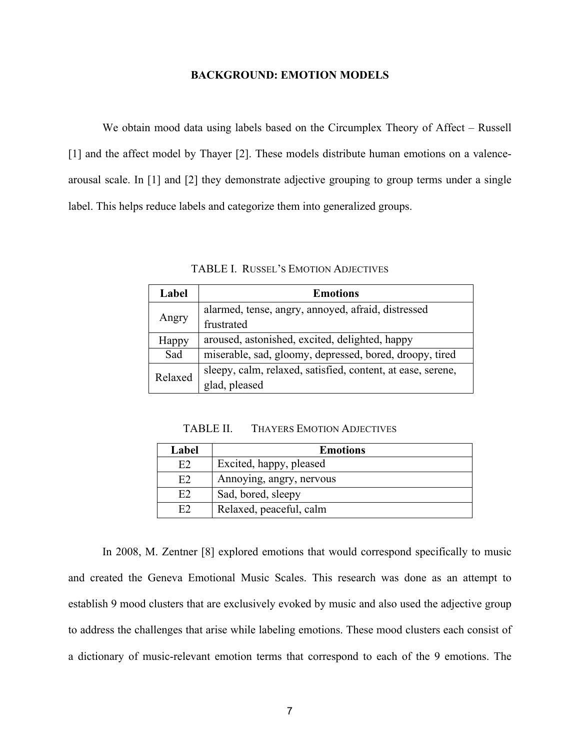## BACKGROUND: EMOTION MODELS

We obtain mood data using labels based on the Circumplex Theory of Affect – Russell [1] and the affect model by Thayer [2]. These models distribute human emotions on a valence-arousal scale. In [1] and [2] they demonstrate adjective grouping to group terms under a single label. This helps reduce labels and categorize them into generalized groups.

TABLE I. RUSSEL'S EMOTION ADJECTIVES

| Label | Emotions |
| --- | --- |
| Angry | alarmed, tense, angry, annoyed, afraid, distressed frustrated |
| Happy | aroused, astonished, excited, delighted, happy |
| Sad | miserable, sad, gloomy, depressed, bored, droopy, tired |
| Relaxed | sleepy, calm, relaxed, satisfied, content, at ease, serene, glad, pleased |

TABLE II. THAYERS EMOTION ADJECTIVES

| Label | Emotions |
| --- | --- |
| E2 | Excited, happy, pleased |
| E2 | Annoying, angry, nervous |
| E2 | Sad, bored, sleepy |
| E2 | Relaxed, peaceful, calm |

In 2008, M. Zentner [8] explored emotions that would correspond specifically to music and created the Geneva Emotional Music Scales. This research was done as an attempt to establish 9 mood clusters that are exclusively evoked by music and also used the adjective group to address the challenges that arise while labeling emotions. These mood clusters each consist of a dictionary of music-relevant emotion terms that correspond to each of the 9 emotions. The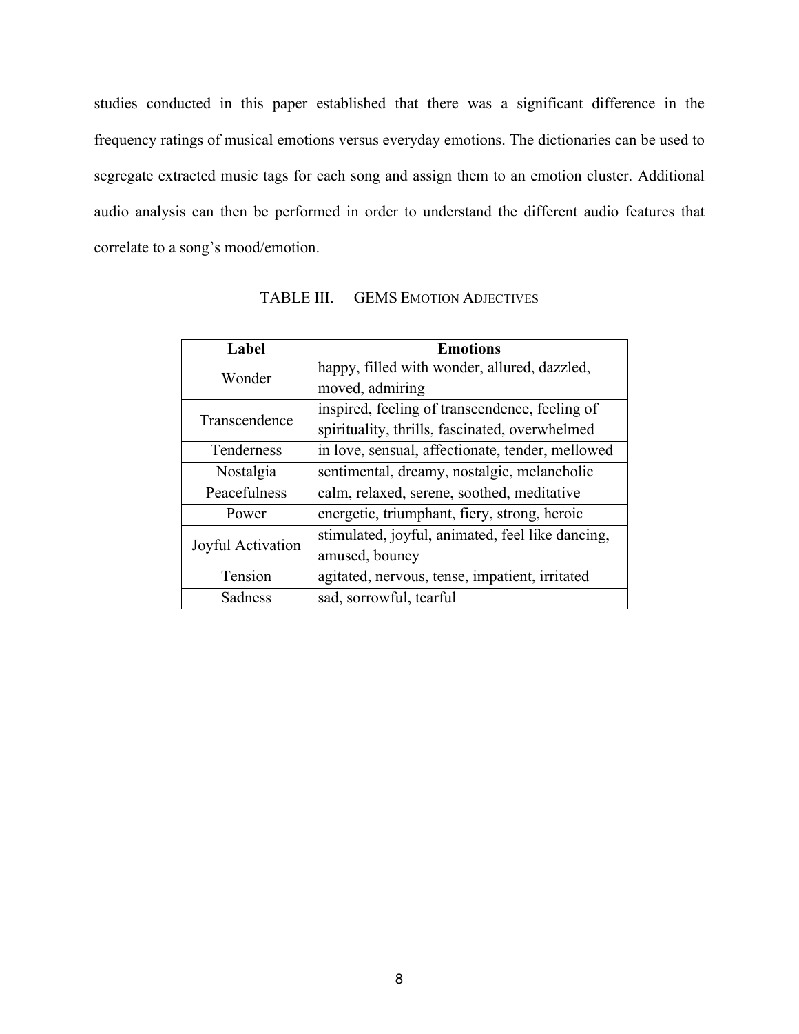studies conducted in this paper established that there was a significant difference in the frequency ratings of musical emotions versus everyday emotions. The dictionaries can be used to segregate extracted music tags for each song and assign them to an emotion cluster. Additional audio analysis can then be performed in order to understand the different audio features that correlate to a song's mood/emotion.

TABLE III. GEMS EMOTION ADJECTIVES

| Label | Emotions |
|---|---|
| Wonder | happy, filled with wonder, allured, dazzled, moved, admiring |
| Transcendence | inspired, feeling of transcendence, feeling of spirituality, thrills, fascinated, overwhelmed |
| Tenderness | in love, sensual, affectionate, tender, mellowed |
| Nostalgia | sentimental, dreamy, nostalgic, melancholic |
| Peacefulness | calm, relaxed, serene, soothed, meditative |
| Power | energetic, triumphant, fiery, strong, heroic |
| Joyful Activation | stimulated, joyful, animated, feel like dancing, amused, bouncy |
| Tension | agitated, nervous, tense, impatient, irritated |
| Sadness | sad, sorrowful, tearful |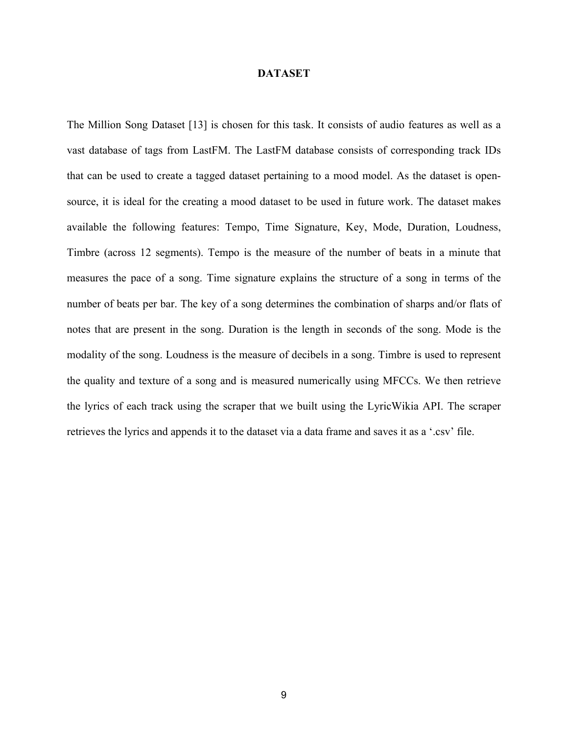# DATASET

The Million Song Dataset [13] is chosen for this task. It consists of audio features as well as a vast database of tags from LastFM. The LastFM database consists of corresponding track IDs that can be used to create a tagged dataset pertaining to a mood model. As the dataset is open-source, it is ideal for the creating a mood dataset to be used in future work. The dataset makes available the following features: Tempo, Time Signature, Key, Mode, Duration, Loudness, Timbre (across 12 segments). Tempo is the measure of the number of beats in a minute that measures the pace of a song. Time signature explains the structure of a song in terms of the number of beats per bar. The key of a song determines the combination of sharps and/or flats of notes that are present in the song. Duration is the length in seconds of the song. Mode is the modality of the song. Loudness is the measure of decibels in a song. Timbre is used to represent the quality and texture of a song and is measured numerically using MFCCs. We then retrieve the lyrics of each track using the scraper that we built using the LyricWikia API. The scraper retrieves the lyrics and appends it to the dataset via a data frame and saves it as a '.csv' file.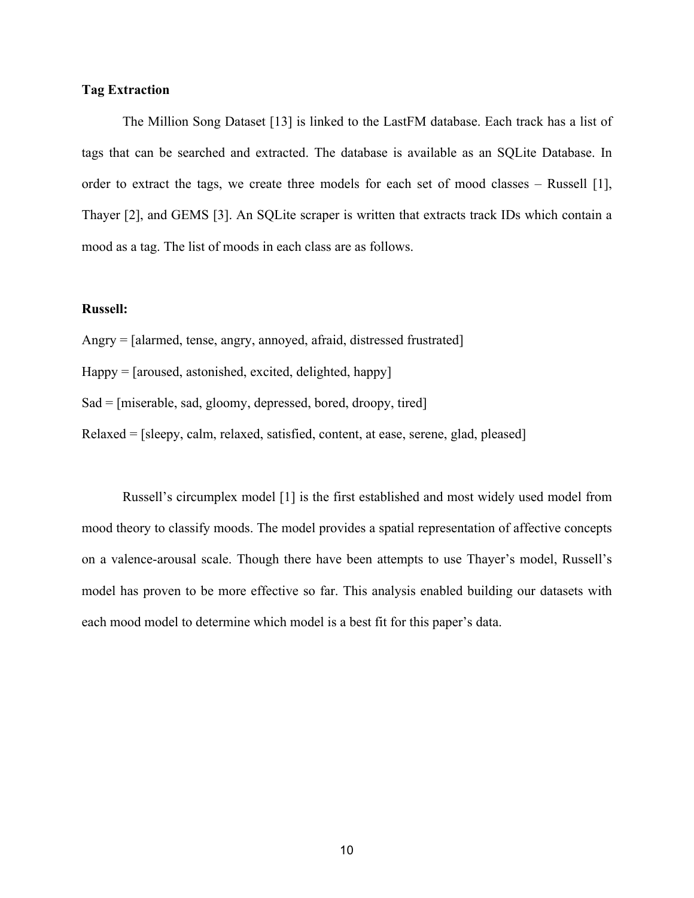**Tag Extraction**

The Million Song Dataset [13] is linked to the LastFM database. Each track has a list of tags that can be searched and extracted. The database is available as an SQLite Database. In order to extract the tags, we create three models for each set of mood classes – Russell [1], Thayer [2], and GEMS [3]. An SQLite scraper is written that extracts track IDs which contain a mood as a tag. The list of moods in each class are as follows.

**Russell:**

Angry = [alarmed, tense, angry, annoyed, afraid, distressed frustrated]

Happy = [aroused, astonished, excited, delighted, happy]

Sad = [miserable, sad, gloomy, depressed, bored, droopy, tired]

Relaxed = [sleepy, calm, relaxed, satisfied, content, at ease, serene, glad, pleased]

Russell's circumplex model [1] is the first established and most widely used model from mood theory to classify moods. The model provides a spatial representation of affective concepts on a valence-arousal scale. Though there have been attempts to use Thayer's model, Russell's model has proven to be more effective so far. This analysis enabled building our datasets with each mood model to determine which model is a best fit for this paper's data.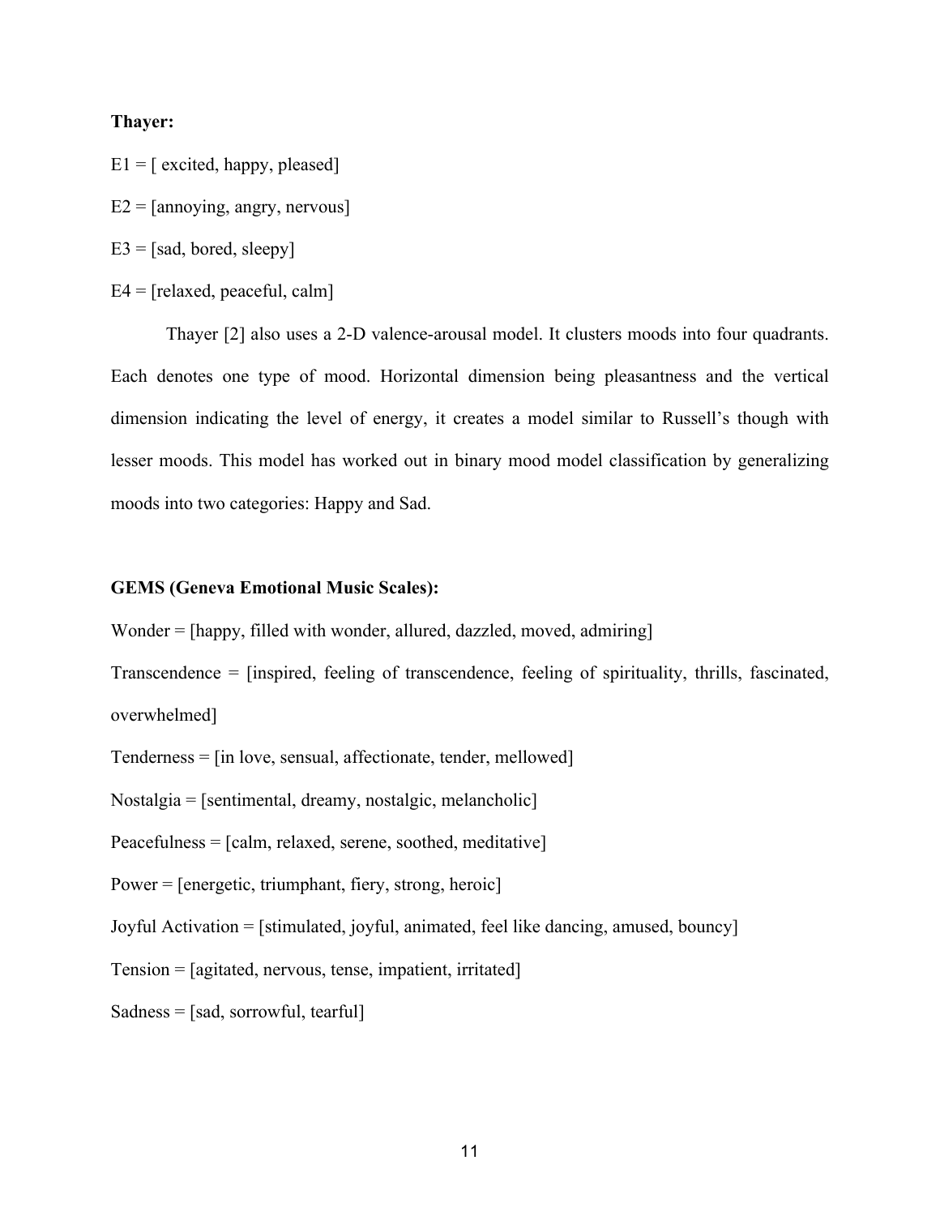**Thayer:**

E1 = [ excited, happy, pleased]

E2 = [annoying, angry, nervous]

E3 = [sad, bored, sleepy]

E4 = [relaxed, peaceful, calm]

Thayer [2] also uses a 2-D valence-arousal model. It clusters moods into four quadrants. Each denotes one type of mood. Horizontal dimension being pleasantness and the vertical dimension indicating the level of energy, it creates a model similar to Russell's though with lesser moods. This model has worked out in binary mood model classification by generalizing moods into two categories: Happy and Sad.

**GEMS (Geneva Emotional Music Scales):**

Wonder = [happy, filled with wonder, allured, dazzled, moved, admiring]

Transcendence = [inspired, feeling of transcendence, feeling of spirituality, thrills, fascinated, overwhelmed]

Tenderness = [in love, sensual, affectionate, tender, mellowed]

Nostalgia = [sentimental, dreamy, nostalgic, melancholic]

Peacefulness = [calm, relaxed, serene, soothed, meditative]

Power = [energetic, triumphant, fiery, strong, heroic]

Joyful Activation = [stimulated, joyful, animated, feel like dancing, amused, bouncy]

Tension = [agitated, nervous, tense, impatient, irritated]

Sadness = [sad, sorrowful, tearful]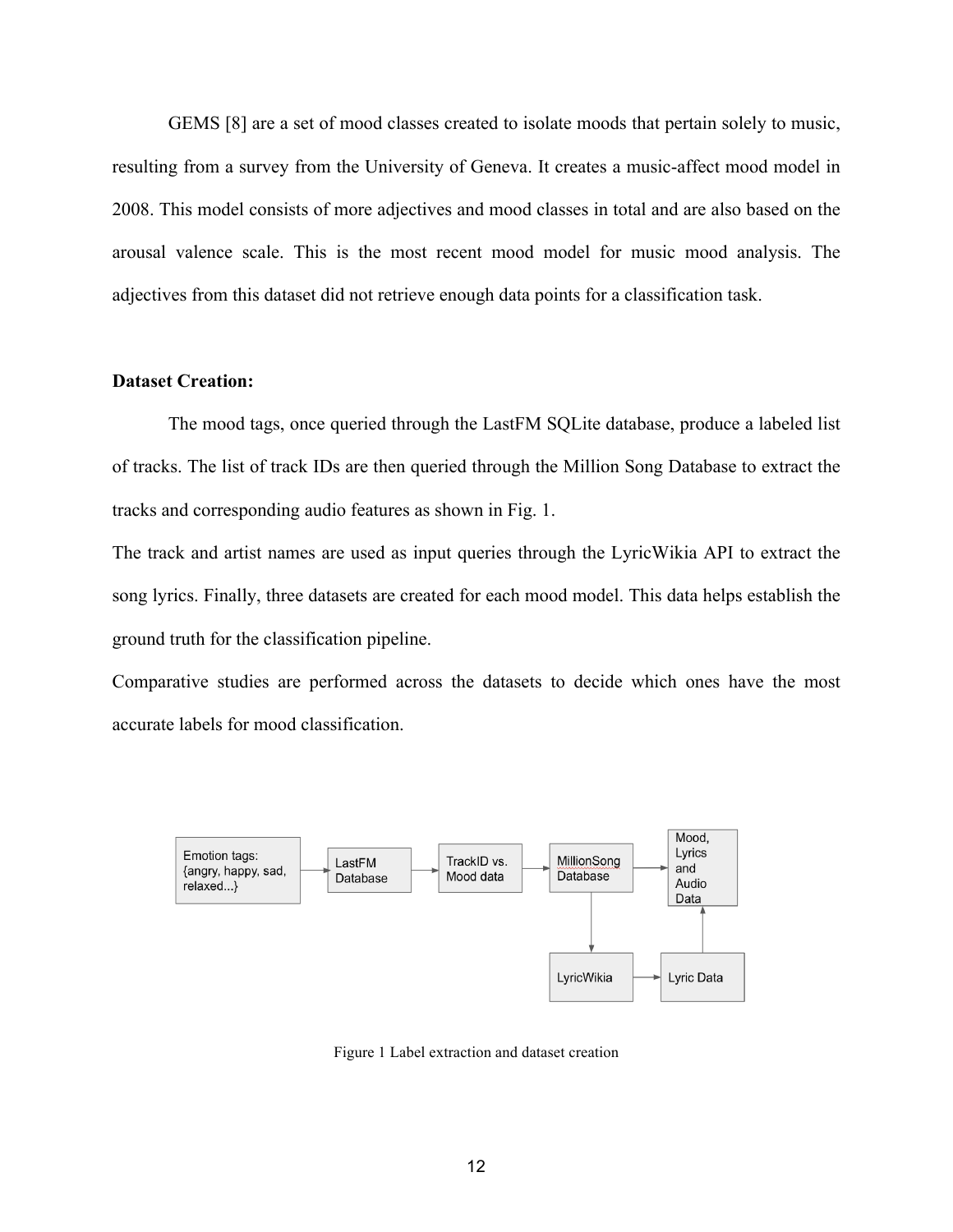GEMS [8] are a set of mood classes created to isolate moods that pertain solely to music, resulting from a survey from the University of Geneva. It creates a music-affect mood model in 2008. This model consists of more adjectives and mood classes in total and are also based on the arousal valence scale. This is the most recent mood model for music mood analysis. The adjectives from this dataset did not retrieve enough data points for a classification task.

**Dataset Creation:**

The mood tags, once queried through the LastFM SQLite database, produce a labeled list of tracks. The list of track IDs are then queried through the Million Song Database to extract the tracks and corresponding audio features as shown in Fig. 1.

The track and artist names are used as input queries through the LyricWikia API to extract the song lyrics. Finally, three datasets are created for each mood model. This data helps establish the ground truth for the classification pipeline.

Comparative studies are performed across the datasets to decide which ones have the most accurate labels for mood classification.

Emotion tags: {angry, happy, sad, relaxed...} → LastFM Database → TrackID vs. Mood data → MillionSong Database → Mood, Lyrics and Audio Data

MillionSong Database → LyricWikia → Lyric Data → Mood, Lyrics and Audio Data

Figure 1 Label extraction and dataset creation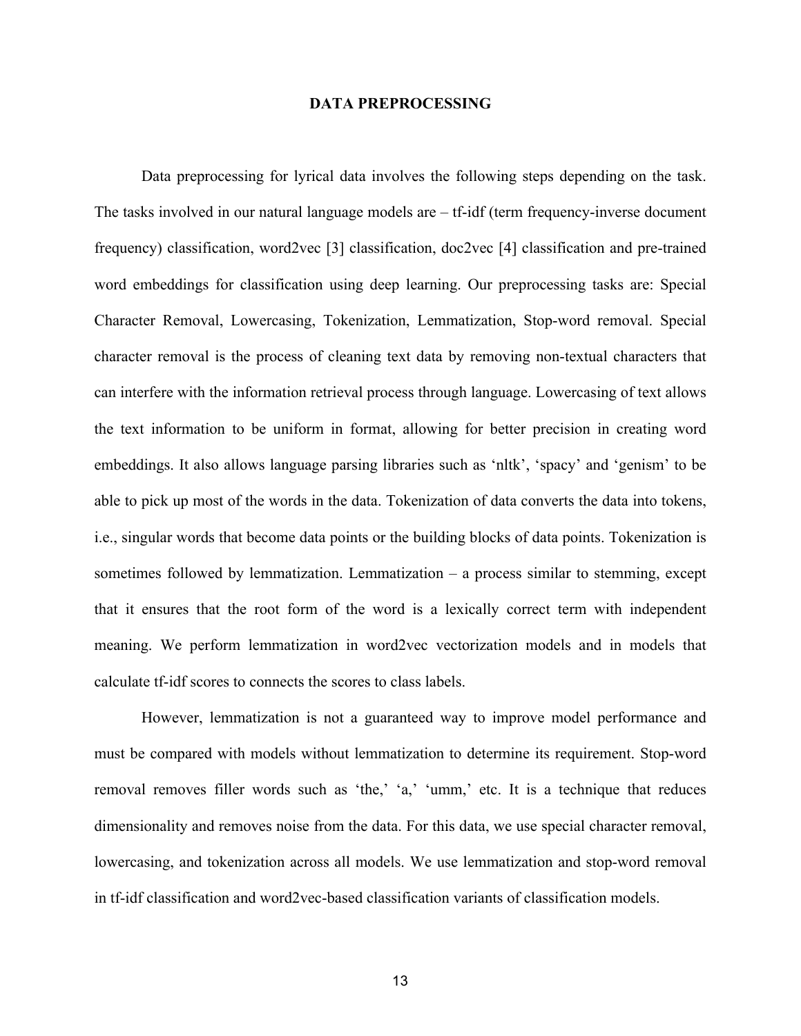## DATA PREPROCESSING

Data preprocessing for lyrical data involves the following steps depending on the task. The tasks involved in our natural language models are – tf-idf (term frequency-inverse document frequency) classification, word2vec [3] classification, doc2vec [4] classification and pre-trained word embeddings for classification using deep learning. Our preprocessing tasks are: Special Character Removal, Lowercasing, Tokenization, Lemmatization, Stop-word removal. Special character removal is the process of cleaning text data by removing non-textual characters that can interfere with the information retrieval process through language. Lowercasing of text allows the text information to be uniform in format, allowing for better precision in creating word embeddings. It also allows language parsing libraries such as 'nltk', 'spacy' and 'genism' to be able to pick up most of the words in the data. Tokenization of data converts the data into tokens, i.e., singular words that become data points or the building blocks of data points. Tokenization is sometimes followed by lemmatization. Lemmatization – a process similar to stemming, except that it ensures that the root form of the word is a lexically correct term with independent meaning. We perform lemmatization in word2vec vectorization models and in models that calculate tf-idf scores to connects the scores to class labels.

However, lemmatization is not a guaranteed way to improve model performance and must be compared with models without lemmatization to determine its requirement. Stop-word removal removes filler words such as 'the,' 'a,' 'umm,' etc. It is a technique that reduces dimensionality and removes noise from the data. For this data, we use special character removal, lowercasing, and tokenization across all models. We use lemmatization and stop-word removal in tf-idf classification and word2vec-based classification variants of classification models.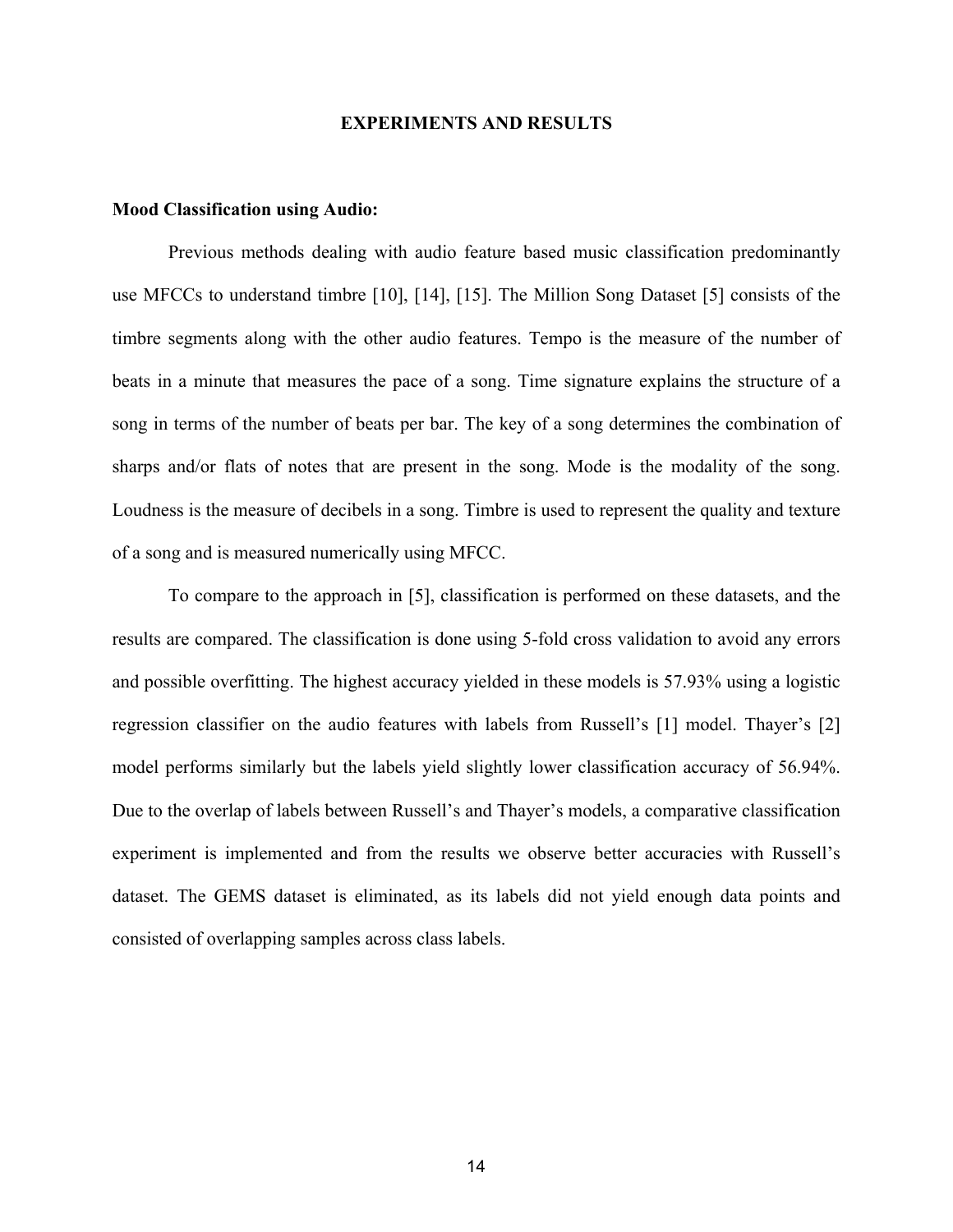# EXPERIMENTS AND RESULTS

## Mood Classification using Audio:

Previous methods dealing with audio feature based music classification predominantly use MFCCs to understand timbre [10], [14], [15]. The Million Song Dataset [5] consists of the timbre segments along with the other audio features. Tempo is the measure of the number of beats in a minute that measures the pace of a song. Time signature explains the structure of a song in terms of the number of beats per bar. The key of a song determines the combination of sharps and/or flats of notes that are present in the song. Mode is the modality of the song. Loudness is the measure of decibels in a song. Timbre is used to represent the quality and texture of a song and is measured numerically using MFCC.

To compare to the approach in [5], classification is performed on these datasets, and the results are compared. The classification is done using 5-fold cross validation to avoid any errors and possible overfitting. The highest accuracy yielded in these models is 57.93% using a logistic regression classifier on the audio features with labels from Russell's [1] model. Thayer's [2] model performs similarly but the labels yield slightly lower classification accuracy of 56.94%. Due to the overlap of labels between Russell's and Thayer's models, a comparative classification experiment is implemented and from the results we observe better accuracies with Russell's dataset. The GEMS dataset is eliminated, as its labels did not yield enough data points and consisted of overlapping samples across class labels.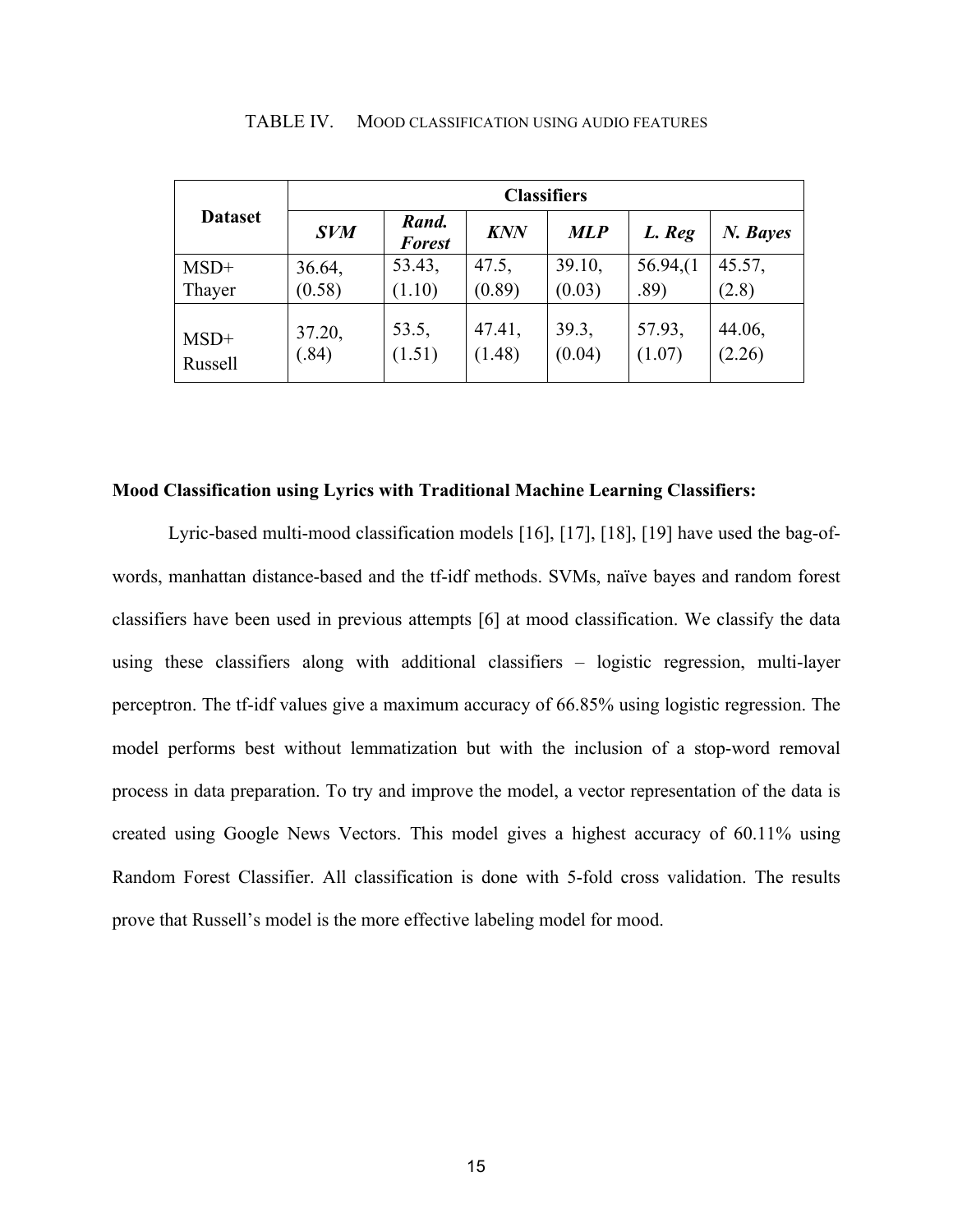TABLE IV. MOOD CLASSIFICATION USING AUDIO FEATURES

| Dataset | Classifiers | | | | | |
|---|---|---|---|---|---|---|
| | ***SVM*** | ***Rand. Forest*** | ***KNN*** | ***MLP*** | ***L. Reg*** | ***N. Bayes*** |
| MSD+ Thayer | 36.64, (0.58) | 53.43, (1.10) | 47.5, (0.89) | 39.10, (0.03) | 56.94,(1.89) | 45.57, (2.8) |
| MSD+ Russell | 37.20, (.84) | 53.5, (1.51) | 47.41, (1.48) | 39.3, (0.04) | 57.93, (1.07) | 44.06, (2.26) |

**Mood Classification using Lyrics with Traditional Machine Learning Classifiers:**

Lyric-based multi-mood classification models [16], [17], [18], [19] have used the bag-of-words, manhattan distance-based and the tf-idf methods. SVMs, naïve bayes and random forest classifiers have been used in previous attempts [6] at mood classification. We classify the data using these classifiers along with additional classifiers – logistic regression, multi-layer perceptron. The tf-idf values give a maximum accuracy of 66.85% using logistic regression. The model performs best without lemmatization but with the inclusion of a stop-word removal process in data preparation. To try and improve the model, a vector representation of the data is created using Google News Vectors. This model gives a highest accuracy of 60.11% using Random Forest Classifier. All classification is done with 5-fold cross validation. The results prove that Russell's model is the more effective labeling model for mood.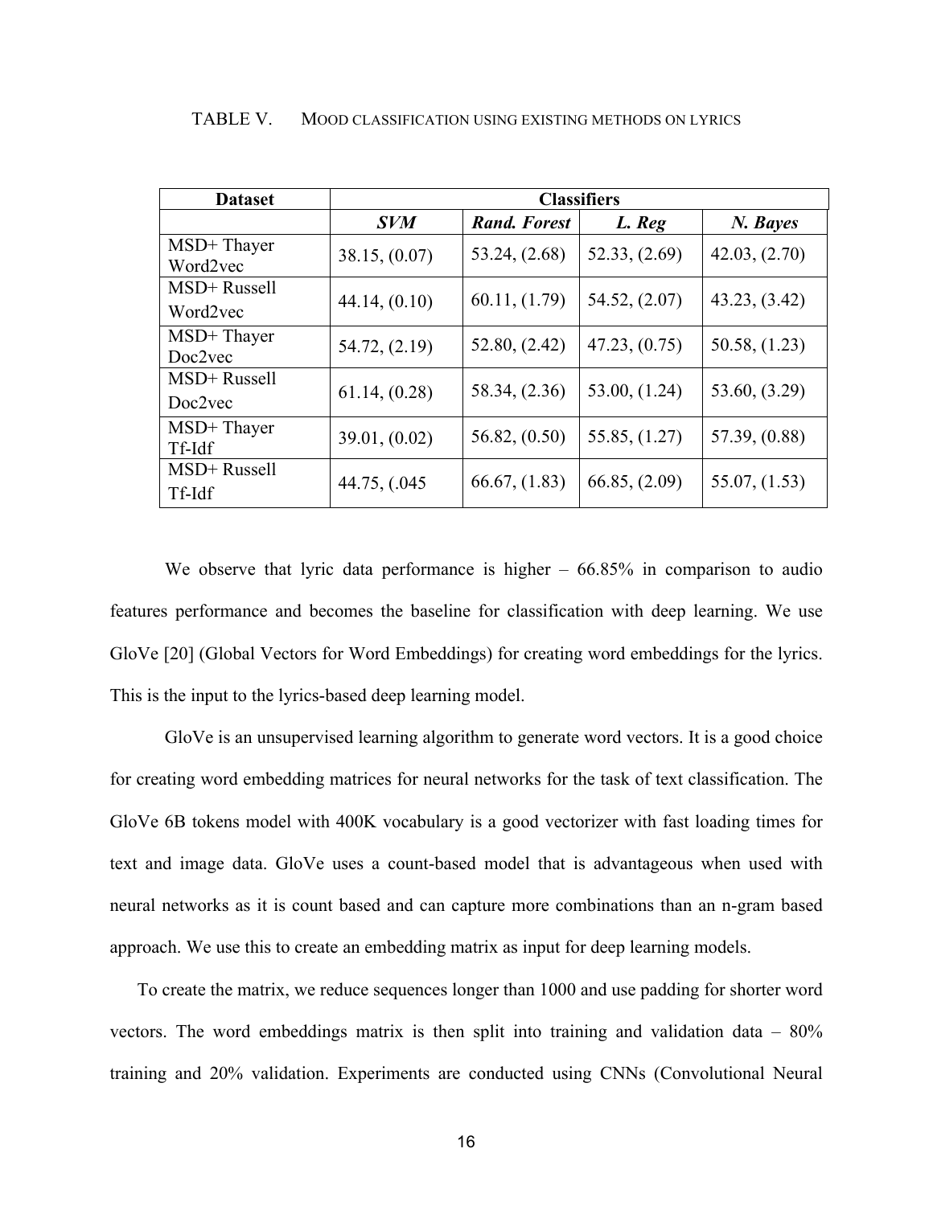TABLE V. MOOD CLASSIFICATION USING EXISTING METHODS ON LYRICS

| Dataset | Classifiers | | | |
|---|---|---|---|---|
| | ***SVM*** | ***Rand. Forest*** | ***L. Reg*** | ***N. Bayes*** |
| MSD+ Thayer Word2vec | 38.15, (0.07) | 53.24, (2.68) | 52.33, (2.69) | 42.03, (2.70) |
| MSD+ Russell Word2vec | 44.14, (0.10) | 60.11, (1.79) | 54.52, (2.07) | 43.23, (3.42) |
| MSD+ Thayer Doc2vec | 54.72, (2.19) | 52.80, (2.42) | 47.23, (0.75) | 50.58, (1.23) |
| MSD+ Russell Doc2vec | 61.14, (0.28) | 58.34, (2.36) | 53.00, (1.24) | 53.60, (3.29) |
| MSD+ Thayer Tf-Idf | 39.01, (0.02) | 56.82, (0.50) | 55.85, (1.27) | 57.39, (0.88) |
| MSD+ Russell Tf-Idf | 44.75, (.045 | 66.67, (1.83) | 66.85, (2.09) | 55.07, (1.53) |

We observe that lyric data performance is higher – 66.85% in comparison to audio features performance and becomes the baseline for classification with deep learning. We use GloVe [20] (Global Vectors for Word Embeddings) for creating word embeddings for the lyrics. This is the input to the lyrics-based deep learning model.

GloVe is an unsupervised learning algorithm to generate word vectors. It is a good choice for creating word embedding matrices for neural networks for the task of text classification. The GloVe 6B tokens model with 400K vocabulary is a good vectorizer with fast loading times for text and image data. GloVe uses a count-based model that is advantageous when used with neural networks as it is count based and can capture more combinations than an n-gram based approach. We use this to create an embedding matrix as input for deep learning models.

To create the matrix, we reduce sequences longer than 1000 and use padding for shorter word vectors. The word embeddings matrix is then split into training and validation data – 80% training and 20% validation. Experiments are conducted using CNNs (Convolutional Neural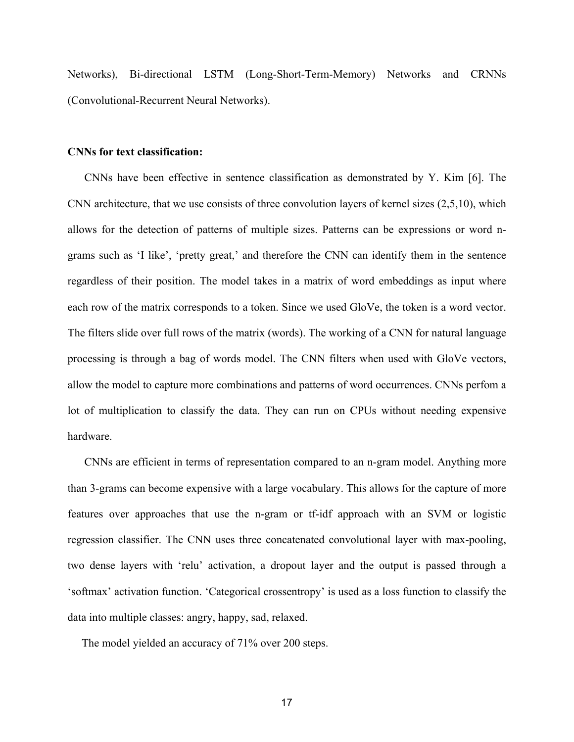Networks), Bi-directional LSTM (Long-Short-Term-Memory) Networks and CRNNs (Convolutional-Recurrent Neural Networks).

**CNNs for text classification:**

CNNs have been effective in sentence classification as demonstrated by Y. Kim [6]. The CNN architecture, that we use consists of three convolution layers of kernel sizes (2,5,10), which allows for the detection of patterns of multiple sizes. Patterns can be expressions or word n-grams such as 'I like', 'pretty great,' and therefore the CNN can identify them in the sentence regardless of their position. The model takes in a matrix of word embeddings as input where each row of the matrix corresponds to a token. Since we used GloVe, the token is a word vector. The filters slide over full rows of the matrix (words). The working of a CNN for natural language processing is through a bag of words model. The CNN filters when used with GloVe vectors, allow the model to capture more combinations and patterns of word occurrences. CNNs perfom a lot of multiplication to classify the data. They can run on CPUs without needing expensive hardware.

CNNs are efficient in terms of representation compared to an n-gram model. Anything more than 3-grams can become expensive with a large vocabulary. This allows for the capture of more features over approaches that use the n-gram or tf-idf approach with an SVM or logistic regression classifier. The CNN uses three concatenated convolutional layer with max-pooling, two dense layers with 'relu' activation, a dropout layer and the output is passed through a 'softmax' activation function. 'Categorical crossentropy' is used as a loss function to classify the data into multiple classes: angry, happy, sad, relaxed.

The model yielded an accuracy of 71% over 200 steps.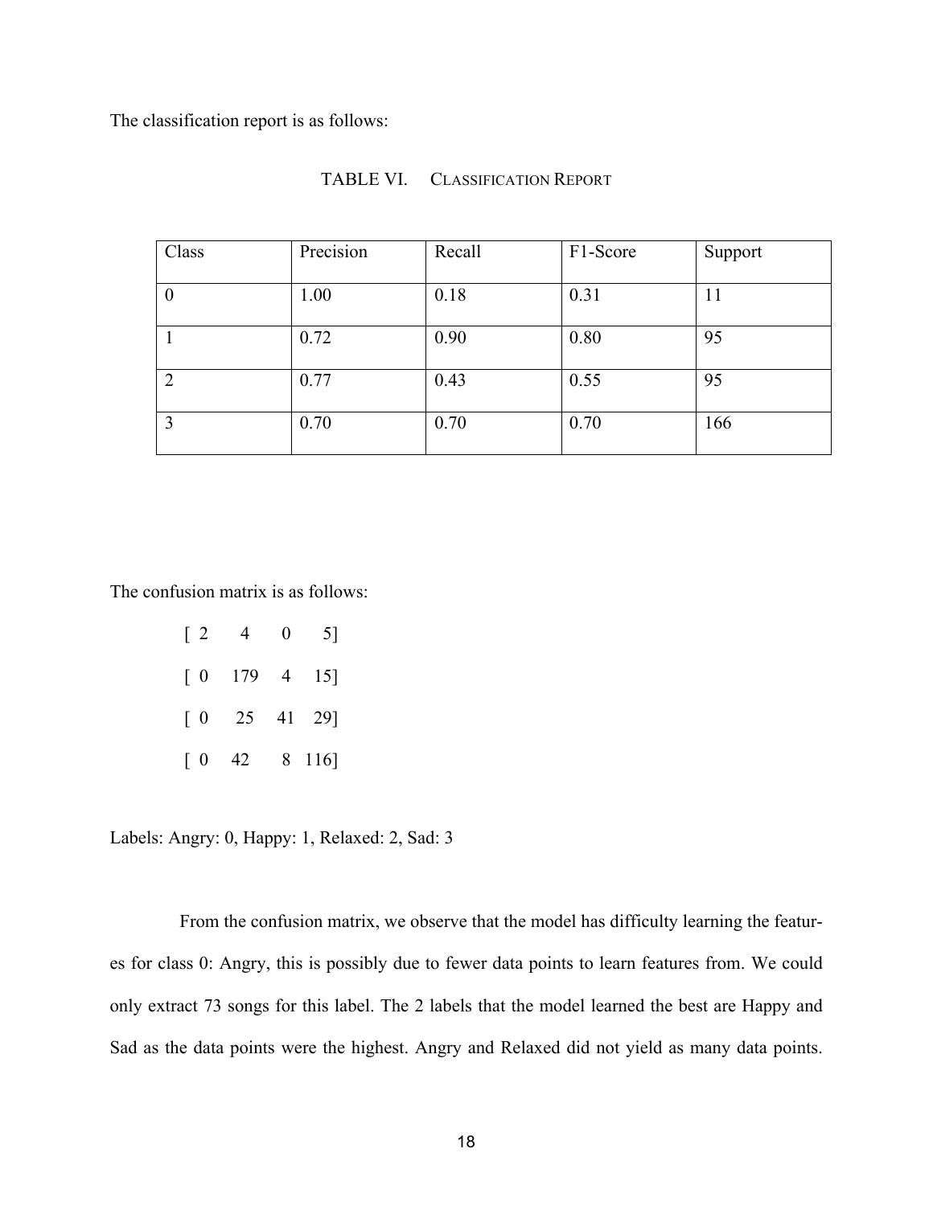The classification report is as follows:

TABLE VI. CLASSIFICATION REPORT

| Class | Precision | Recall | F1-Score | Support |
|---|---|---|---|---|
| 0 | 1.00 | 0.18 | 0.31 | 11 |
| 1 | 0.72 | 0.90 | 0.80 | 95 |
| 2 | 0.77 | 0.43 | 0.55 | 95 |
| 3 | 0.70 | 0.70 | 0.70 | 166 |

The confusion matrix is as follows:

```
[ 2    4    0    5]
[ 0  179    4   15]
[ 0   25   41   29]
[ 0   42    8  116]
```

Labels: Angry: 0, Happy: 1, Relaxed: 2, Sad: 3

From the confusion matrix, we observe that the model has difficulty learning the features for class 0: Angry, this is possibly due to fewer data points to learn features from. We could only extract 73 songs for this label. The 2 labels that the model learned the best are Happy and Sad as the data points were the highest. Angry and Relaxed did not yield as many data points.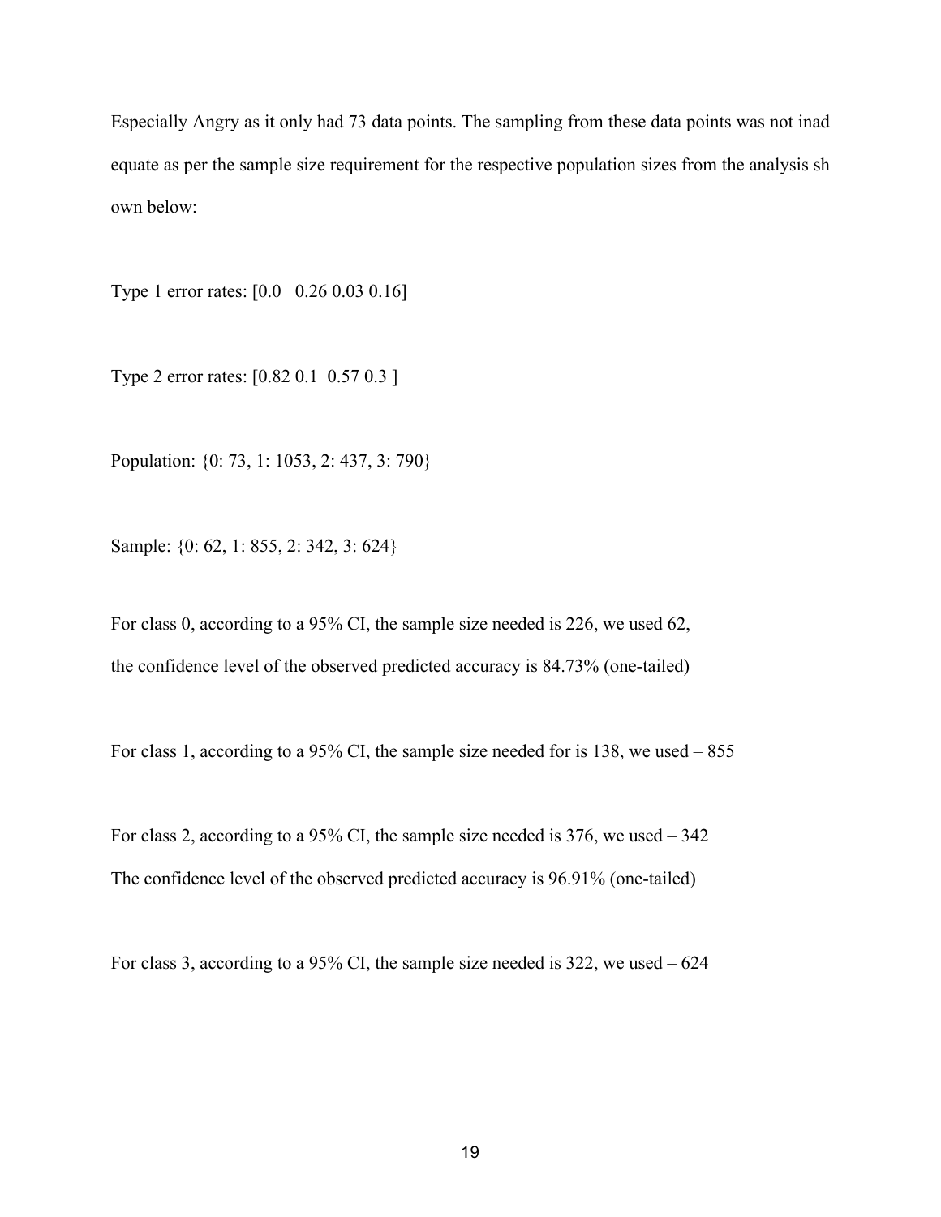Especially Angry as it only had 73 data points. The sampling from these data points was not inadequate as per the sample size requirement for the respective population sizes from the analysis shown below:

Type 1 error rates: [0.0   0.26 0.03 0.16]

Type 2 error rates: [0.82 0.1  0.57 0.3 ]

Population: {0: 73, 1: 1053, 2: 437, 3: 790}

Sample: {0: 62, 1: 855, 2: 342, 3: 624}

For class 0, according to a 95% CI, the sample size needed is 226, we used 62,
the confidence level of the observed predicted accuracy is 84.73% (one-tailed)

For class 1, according to a 95% CI, the sample size needed for is 138, we used – 855

For class 2, according to a 95% CI, the sample size needed is 376, we used – 342
The confidence level of the observed predicted accuracy is 96.91% (one-tailed)

For class 3, according to a 95% CI, the sample size needed is 322, we used – 624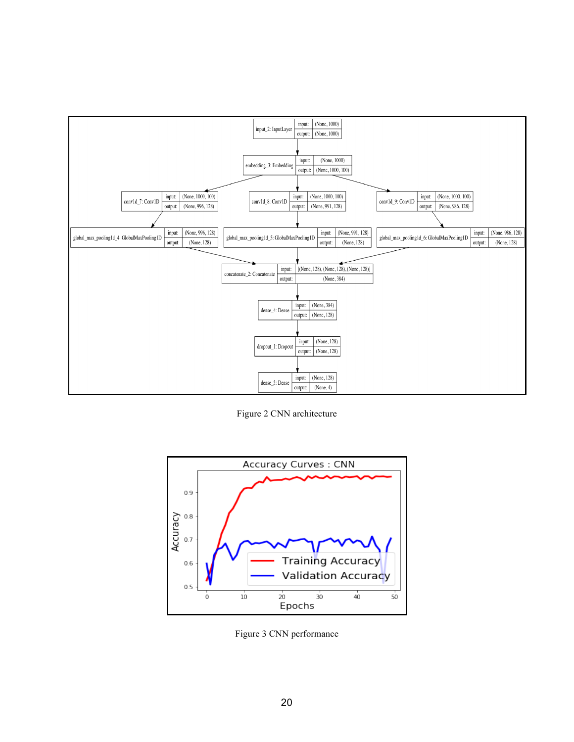Figure 2 CNN architecture

Figure 3 CNN performance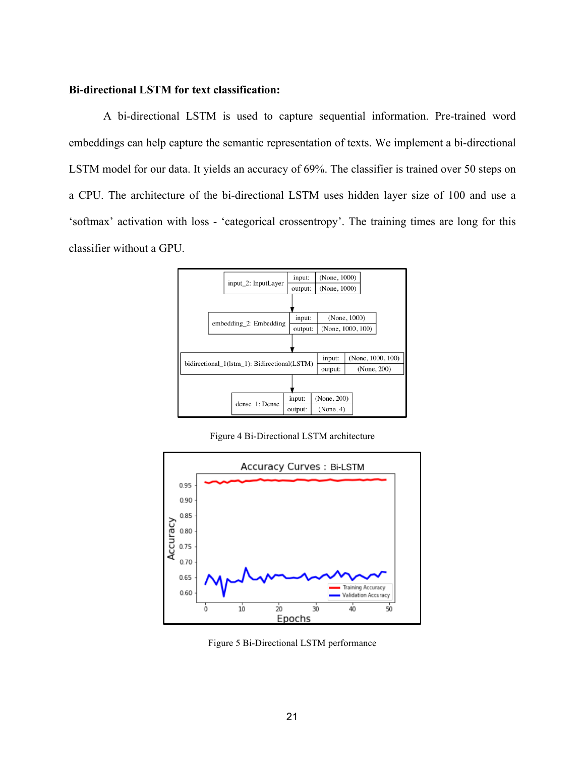**Bi-directional LSTM for text classification:**

A bi-directional LSTM is used to capture sequential information. Pre-trained word embeddings can help capture the semantic representation of texts. We implement a bi-directional LSTM model for our data. It yields an accuracy of 69%. The classifier is trained over 50 steps on a CPU. The architecture of the bi-directional LSTM uses hidden layer size of 100 and use a 'softmax' activation with loss - 'categorical crossentropy'. The training times are long for this classifier without a GPU.

| Layer | | Shape |
|---|---|---|
| input_2: InputLayer | input: | (None, 1000) |
| | output: | (None, 1000) |
| embedding_2: Embedding | input: | (None, 1000) |
| | output: | (None, 1000, 100) |
| bidirectional_1(lstm_1): Bidirectional(LSTM) | input: | (None, 1000, 100) |
| | output: | (None, 200) |
| dense_1: Dense | input: | (None, 200) |
| | output: | (None, 4) |

Figure 4 Bi-Directional LSTM architecture

Figure 5 Bi-Directional LSTM performance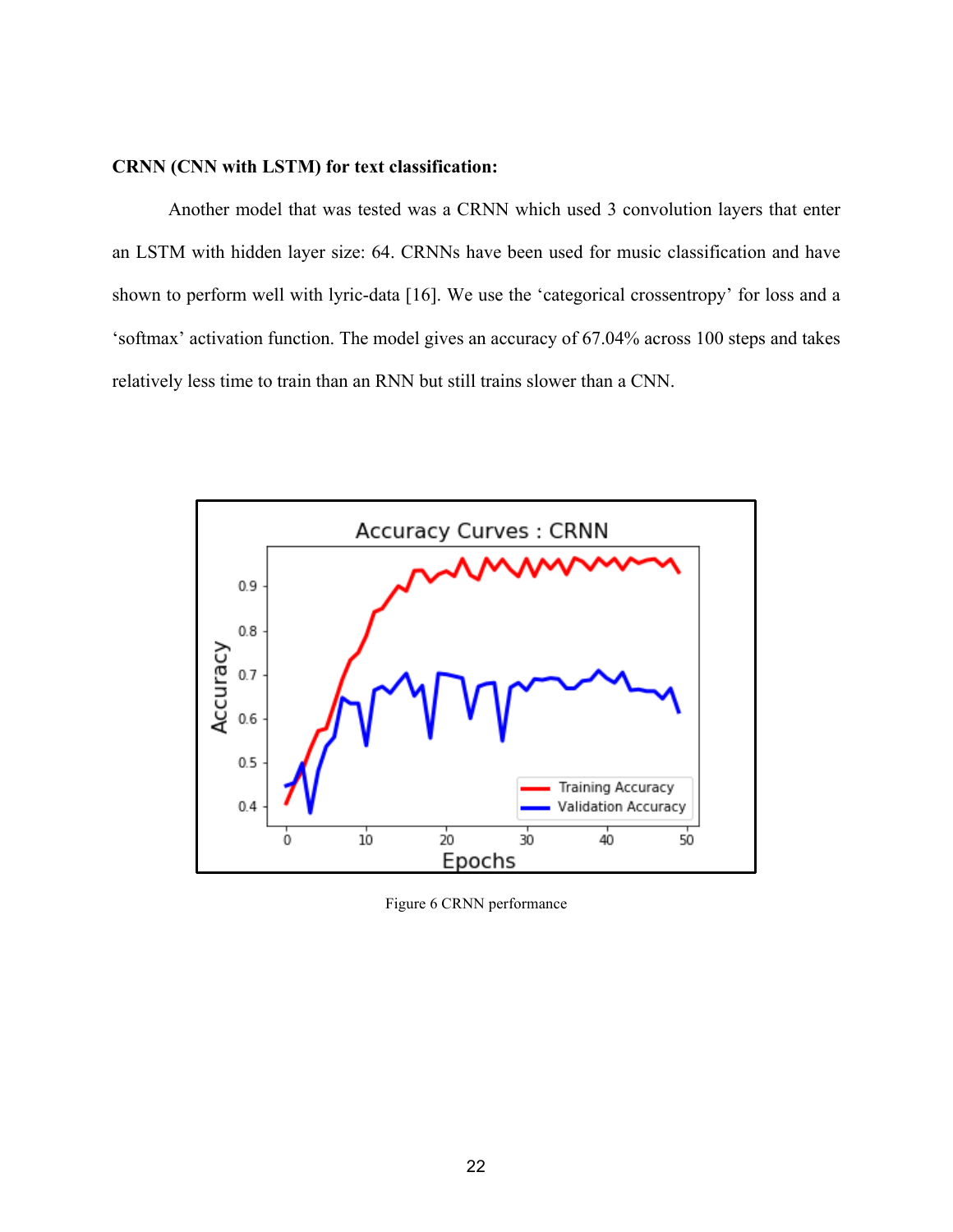**CRNN (CNN with LSTM) for text classification:**

Another model that was tested was a CRNN which used 3 convolution layers that enter an LSTM with hidden layer size: 64. CRNNs have been used for music classification and have shown to perform well with lyric-data [16]. We use the 'categorical crossentropy' for loss and a 'softmax' activation function. The model gives an accuracy of 67.04% across 100 steps and takes relatively less time to train than an RNN but still trains slower than a CNN.

Figure 6 CRNN performance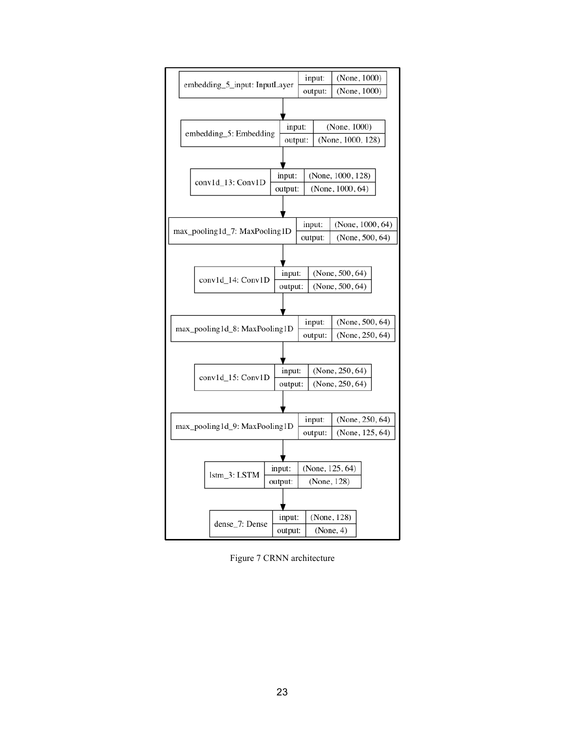| Layer | | Shape |
| --- | --- | --- |
| embedding_5_input: InputLayer | input: | (None, 1000) |
| | output: | (None, 1000) |
| embedding_5: Embedding | input: | (None, 1000) |
| | output: | (None, 1000, 128) |
| conv1d_13: Conv1D | input: | (None, 1000, 128) |
| | output: | (None, 1000, 64) |
| max_pooling1d_7: MaxPooling1D | input: | (None, 1000, 64) |
| | output: | (None, 500, 64) |
| conv1d_14: Conv1D | input: | (None, 500, 64) |
| | output: | (None, 500, 64) |
| max_pooling1d_8: MaxPooling1D | input: | (None, 500, 64) |
| | output: | (None, 250, 64) |
| conv1d_15: Conv1D | input: | (None, 250, 64) |
| | output: | (None, 250, 64) |
| max_pooling1d_9: MaxPooling1D | input: | (None, 250, 64) |
| | output: | (None, 125, 64) |
| lstm_3: LSTM | input: | (None, 125, 64) |
| | output: | (None, 128) |
| dense_7: Dense | input: | (None, 128) |
| | output: | (None, 4) |

Figure 7 CRNN architecture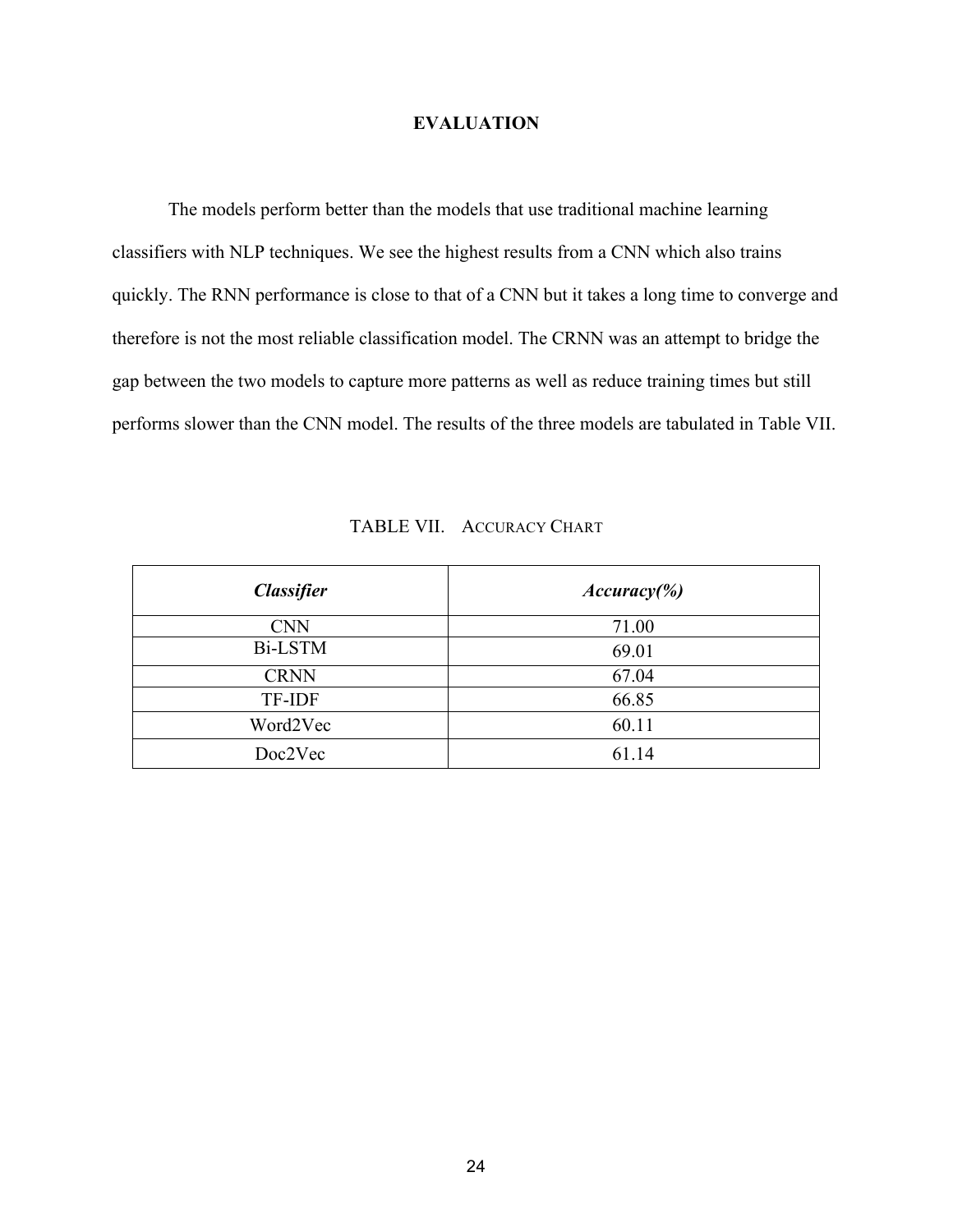# EVALUATION

The models perform better than the models that use traditional machine learning classifiers with NLP techniques. We see the highest results from a CNN which also trains quickly. The RNN performance is close to that of a CNN but it takes a long time to converge and therefore is not the most reliable classification model. The CRNN was an attempt to bridge the gap between the two models to capture more patterns as well as reduce training times but still performs slower than the CNN model. The results of the three models are tabulated in Table VII.

TABLE VII. ACCURACY CHART

| ***Classifier*** | ***Accuracy(%)*** |
|---|---|
| CNN | 71.00 |
| Bi-LSTM | 69.01 |
| CRNN | 67.04 |
| TF-IDF | 66.85 |
| Word2Vec | 60.11 |
| Doc2Vec | 61.14 |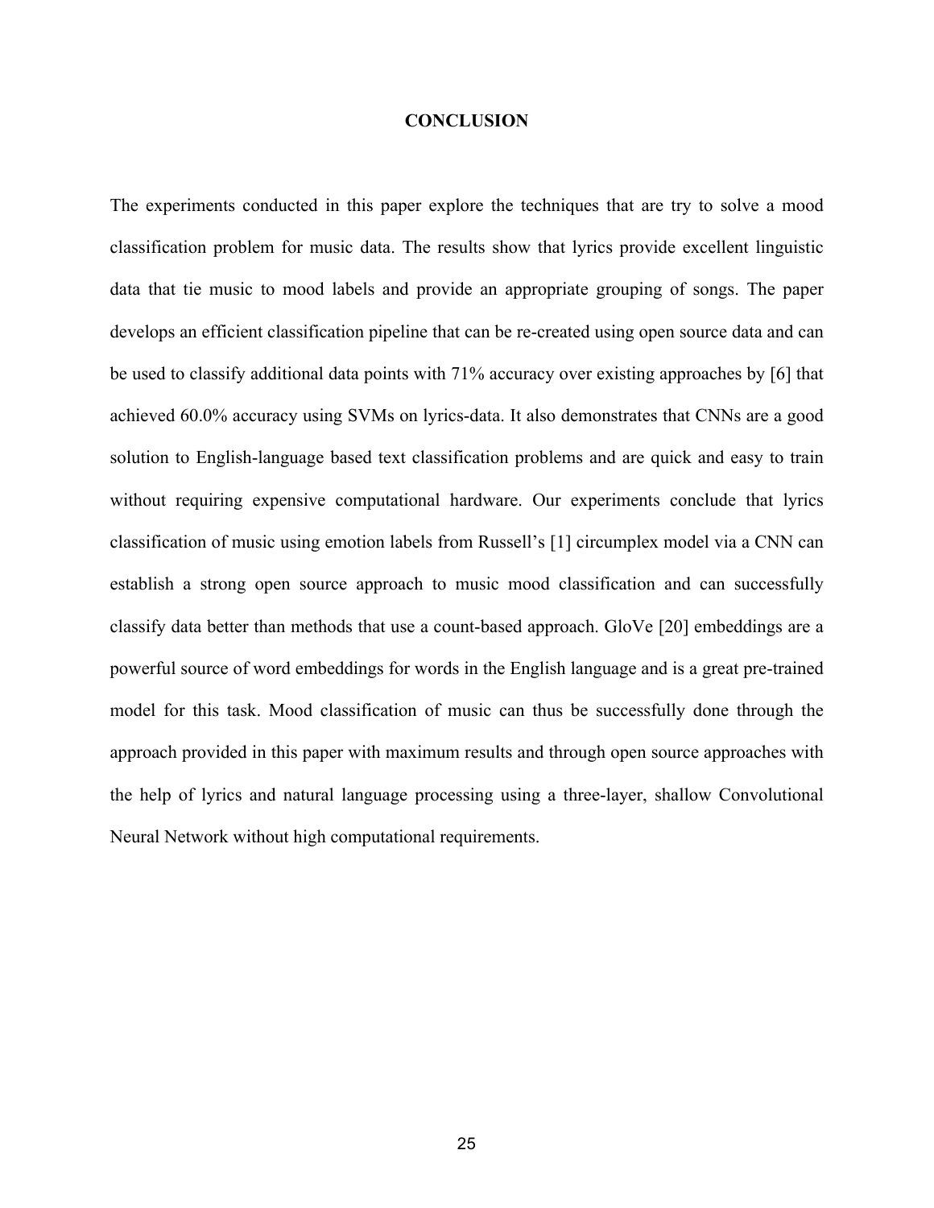# CONCLUSION

The experiments conducted in this paper explore the techniques that are try to solve a mood classification problem for music data. The results show that lyrics provide excellent linguistic data that tie music to mood labels and provide an appropriate grouping of songs. The paper develops an efficient classification pipeline that can be re-created using open source data and can be used to classify additional data points with 71% accuracy over existing approaches by [6] that achieved 60.0% accuracy using SVMs on lyrics-data. It also demonstrates that CNNs are a good solution to English-language based text classification problems and are quick and easy to train without requiring expensive computational hardware. Our experiments conclude that lyrics classification of music using emotion labels from Russell's [1] circumplex model via a CNN can establish a strong open source approach to music mood classification and can successfully classify data better than methods that use a count-based approach. GloVe [20] embeddings are a powerful source of word embeddings for words in the English language and is a great pre-trained model for this task. Mood classification of music can thus be successfully done through the approach provided in this paper with maximum results and through open source approaches with the help of lyrics and natural language processing using a three-layer, shallow Convolutional Neural Network without high computational requirements.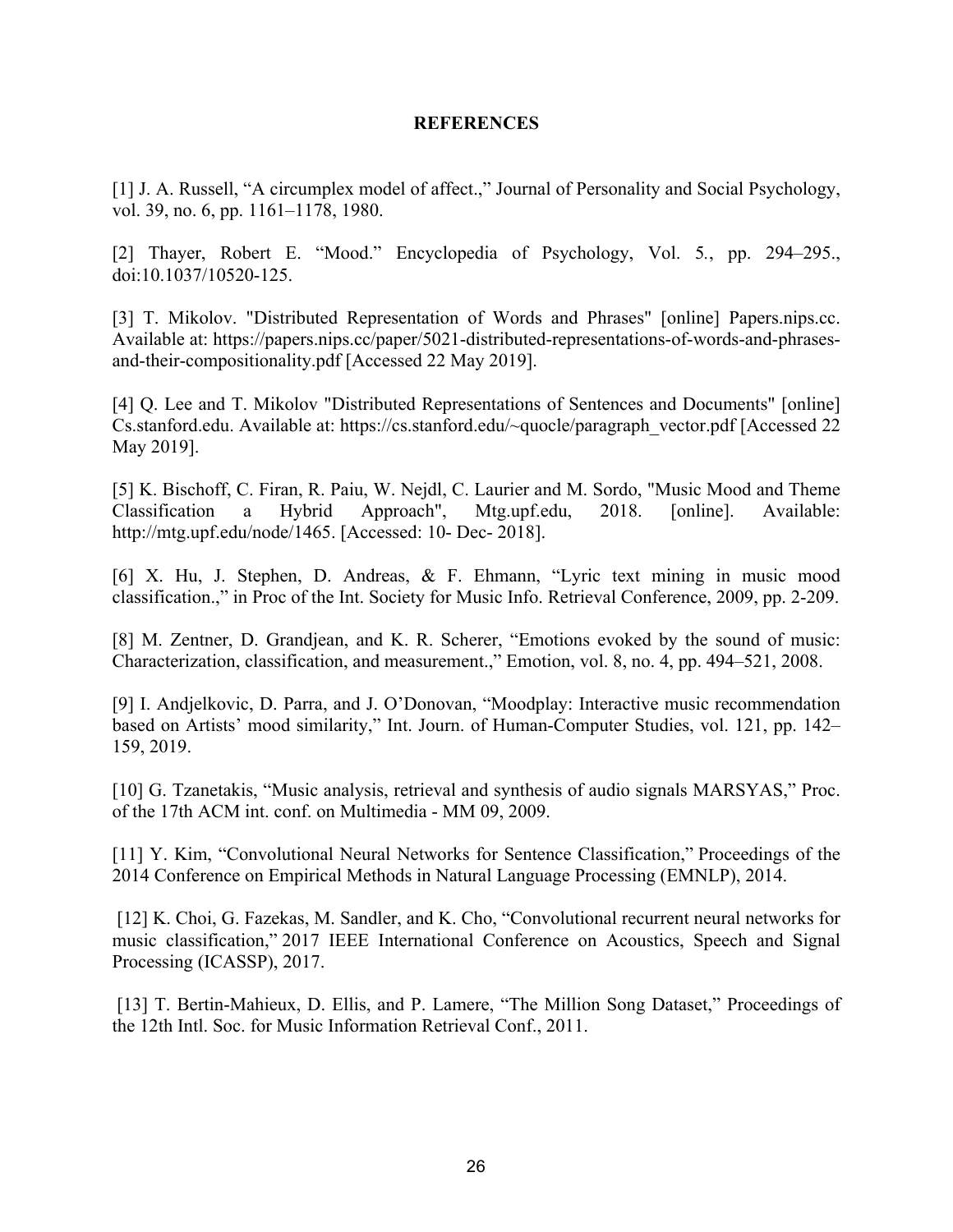## REFERENCES

[1] J. A. Russell, “A circumplex model of affect.,” Journal of Personality and Social Psychology, vol. 39, no. 6, pp. 1161–1178, 1980.

[2] Thayer, Robert E. “Mood.” Encyclopedia of Psychology, Vol. 5., pp. 294–295., doi:10.1037/10520-125.

[3] T. Mikolov. "Distributed Representation of Words and Phrases" [online] Papers.nips.cc. Available at: https://papers.nips.cc/paper/5021-distributed-representations-of-words-and-phrases-and-their-compositionality.pdf [Accessed 22 May 2019].

[4] Q. Lee and T. Mikolov "Distributed Representations of Sentences and Documents" [online] Cs.stanford.edu. Available at: https://cs.stanford.edu/~quocle/paragraph_vector.pdf [Accessed 22 May 2019].

[5] K. Bischoff, C. Firan, R. Paiu, W. Nejdl, C. Laurier and M. Sordo, "Music Mood and Theme Classification a Hybrid Approach", Mtg.upf.edu, 2018. [online]. Available: http://mtg.upf.edu/node/1465. [Accessed: 10- Dec- 2018].

[6] X. Hu, J. Stephen, D. Andreas, & F. Ehmann, “Lyric text mining in music mood classification.,” in Proc of the Int. Society for Music Info. Retrieval Conference, 2009, pp. 2-209.

[8] M. Zentner, D. Grandjean, and K. R. Scherer, “Emotions evoked by the sound of music: Characterization, classification, and measurement.,” Emotion, vol. 8, no. 4, pp. 494–521, 2008.

[9] I. Andjelkovic, D. Parra, and J. O’Donovan, “Moodplay: Interactive music recommendation based on Artists’ mood similarity,” Int. Journ. of Human-Computer Studies, vol. 121, pp. 142–159, 2019.

[10] G. Tzanetakis, “Music analysis, retrieval and synthesis of audio signals MARSYAS,” Proc. of the 17th ACM int. conf. on Multimedia - MM 09, 2009.

[11] Y. Kim, “Convolutional Neural Networks for Sentence Classification,” Proceedings of the 2014 Conference on Empirical Methods in Natural Language Processing (EMNLP), 2014.

[12] K. Choi, G. Fazekas, M. Sandler, and K. Cho, “Convolutional recurrent neural networks for music classification,” 2017 IEEE International Conference on Acoustics, Speech and Signal Processing (ICASSP), 2017.

[13] T. Bertin-Mahieux, D. Ellis, and P. Lamere, “The Million Song Dataset,” Proceedings of the 12th Intl. Soc. for Music Information Retrieval Conf., 2011.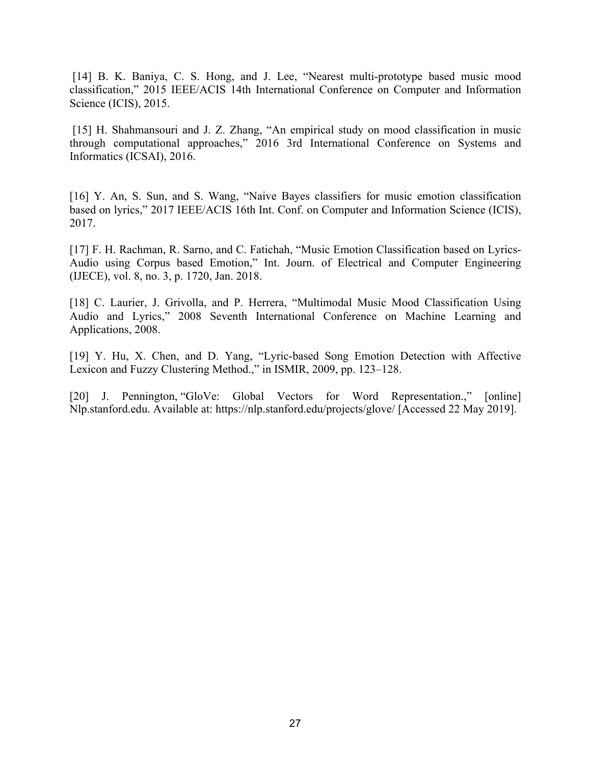[14] B. K. Baniya, C. S. Hong, and J. Lee, “Nearest multi-prototype based music mood classification,” 2015 IEEE/ACIS 14th International Conference on Computer and Information Science (ICIS), 2015.

[15] H. Shahmansouri and J. Z. Zhang, “An empirical study on mood classification in music through computational approaches,” 2016 3rd International Conference on Systems and Informatics (ICSAI), 2016.

[16] Y. An, S. Sun, and S. Wang, “Naive Bayes classifiers for music emotion classification based on lyrics,” 2017 IEEE/ACIS 16th Int. Conf. on Computer and Information Science (ICIS), 2017.

[17] F. H. Rachman, R. Sarno, and C. Fatichah, “Music Emotion Classification based on Lyrics-Audio using Corpus based Emotion,” Int. Journ. of Electrical and Computer Engineering (IJECE), vol. 8, no. 3, p. 1720, Jan. 2018.

[18] C. Laurier, J. Grivolla, and P. Herrera, “Multimodal Music Mood Classification Using Audio and Lyrics,” 2008 Seventh International Conference on Machine Learning and Applications, 2008.

[19] Y. Hu, X. Chen, and D. Yang, “Lyric-based Song Emotion Detection with Affective Lexicon and Fuzzy Clustering Method.,” in ISMIR, 2009, pp. 123–128.

[20] J. Pennington, “GloVe: Global Vectors for Word Representation.,” [online] Nlp.stanford.edu. Available at: https://nlp.stanford.edu/projects/glove/ [Accessed 22 May 2019].